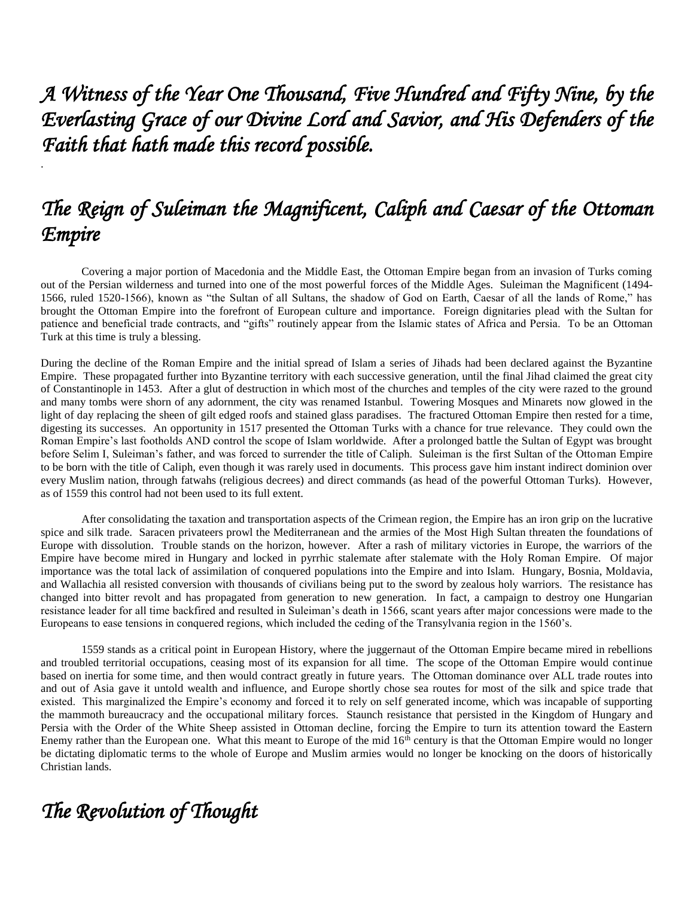# *A Witness of the Year One Thousand, Five Hundred and Fifty Nine, by the Everlasting Grace of our Divine Lord and Savior, and His Defenders of the Faith that hath made this record possible.*

.

## *The Reign of Suleiman the Magnificent, Caliph and Caesar of the Ottoman Empire*

Covering a major portion of Macedonia and the Middle East, the Ottoman Empire began from an invasion of Turks coming out of the Persian wilderness and turned into one of the most powerful forces of the Middle Ages. Suleiman the Magnificent (1494-1566, ruled 1520-1566), known as "the Sultan of all Sultans, the shadow of God on Earth, Caesar of all the lands of Rome," has brought the Ottoman Empire into the forefront of European culture and importance. Foreign dignitaries plead with the Sultan for patience and beneficial trade contracts, and "gifts" routinely appear from the Islamic states of Africa and Persia. To be an Ottoman Turk at this time is truly a blessing.

During the decline of the Roman Empire and the initial spread of Islam a series of Jihads had been declared against the Byzantine Empire. These propagated further into Byzantine territory with each successive generation, until the final Jihad claimed the great city of Constantinople in 1453. After a glut of destruction in which most of the churches and temples of the city were razed to the ground and many tombs were shorn of any adornment, the city was renamed Istanbul. Towering Mosques and Minarets now glowed in the light of day replacing the sheen of gilt edged roofs and stained glass paradises. The fractured Ottoman Empire then rested for a time, digesting its successes. An opportunity in 1517 presented the Ottoman Turks with a chance for true relevance. They could own the Roman Empire's last footholds AND control the scope of Islam worldwide. After a prolonged battle the Sultan of Egypt was brought before Selim I, Suleiman's father, and was forced to surrender the title of Caliph. Suleiman is the first Sultan of the Ottoman Empire to be born with the title of Caliph, even though it was rarely used in documents. This process gave him instant indirect dominion over every Muslim nation, through fatwahs (religious decrees) and direct commands (as head of the powerful Ottoman Turks). However, as of 1559 this control had not been used to its full extent.

After consolidating the taxation and transportation aspects of the Crimean region, the Empire has an iron grip on the lucrative spice and silk trade. Saracen privateers prowl the Mediterranean and the armies of the Most High Sultan threaten the foundations of Europe with dissolution. Trouble stands on the horizon, however. After a rash of military victories in Europe, the warriors of the Empire have become mired in Hungary and locked in pyrrhic stalemate after stalemate with the Holy Roman Empire. Of major importance was the total lack of assimilation of conquered populations into the Empire and into Islam. Hungary, Bosnia, Moldavia, and Wallachia all resisted conversion with thousands of civilians being put to the sword by zealous holy warriors. The resistance has changed into bitter revolt and has propagated from generation to new generation. In fact, a campaign to destroy one Hungarian resistance leader for all time backfired and resulted in Suleiman's death in 1566, scant years after major concessions were made to the Europeans to ease tensions in conquered regions, which included the ceding of the Transylvania region in the 1560's.

1559 stands as a critical point in European History, where the juggernaut of the Ottoman Empire became mired in rebellions and troubled territorial occupations, ceasing most of its expansion for all time. The scope of the Ottoman Empire would continue based on inertia for some time, and then would contract greatly in future years. The Ottoman dominance over ALL trade routes into and out of Asia gave it untold wealth and influence, and Europe shortly chose sea routes for most of the silk and spice trade that existed. This marginalized the Empire's economy and forced it to rely on self generated income, which was incapable of supporting the mammoth bureaucracy and the occupational military forces. Staunch resistance that persisted in the Kingdom of Hungary and Persia with the Order of the White Sheep assisted in Ottoman decline, forcing the Empire to turn its attention toward the Eastern Enemy rather than the European one. What this meant to Europe of the mid 16th century is that the Ottoman Empire would no longer be dictating diplomatic terms to the whole of Europe and Muslim armies would no longer be knocking on the doors of historically Christian lands.

## *The Revolution of Thought*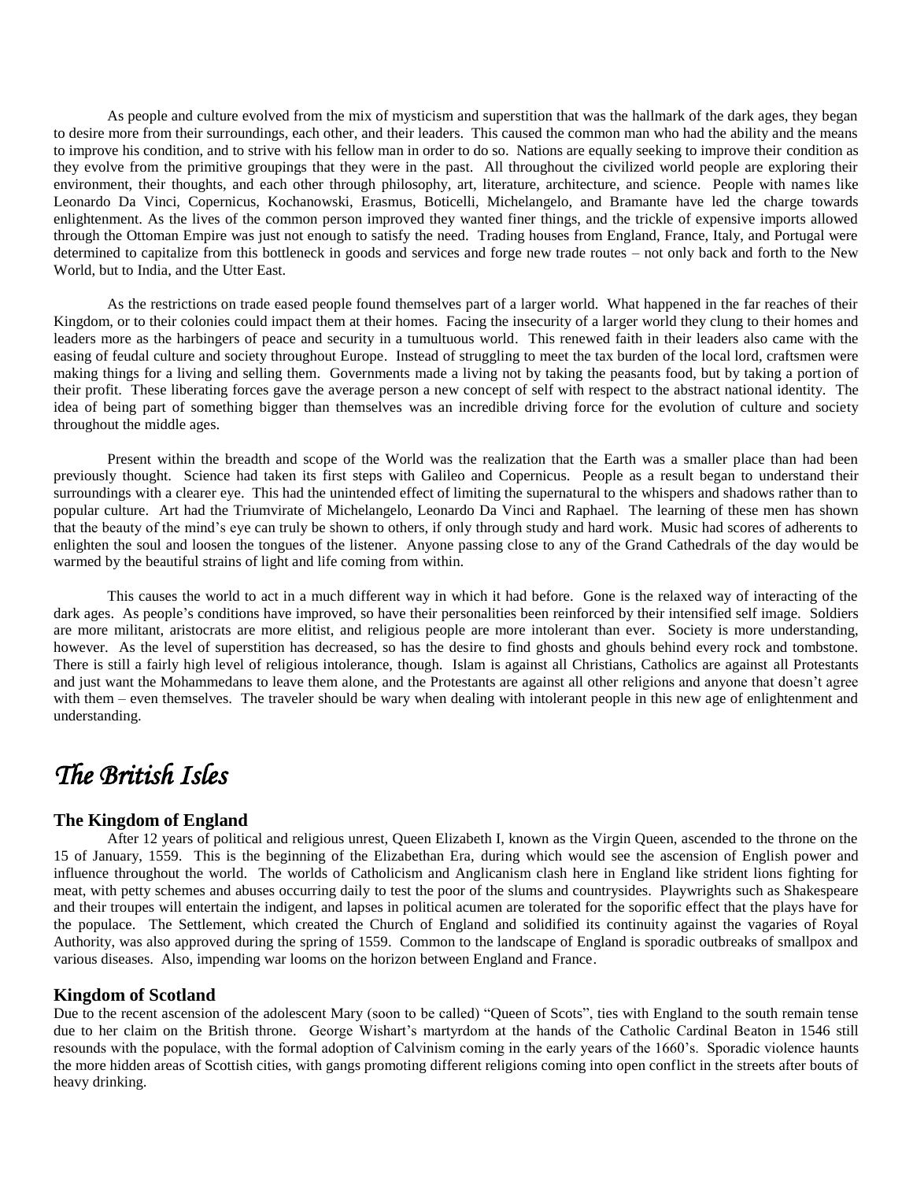As people and culture evolved from the mix of mysticism and superstition that was the hallmark of the dark ages, they began to desire more from their surroundings, each other, and their leaders. This caused the common man who had the ability and the means to improve his condition, and to strive with his fellow man in order to do so. Nations are equally seeking to improve their condition as they evolve from the primitive groupings that they were in the past. All throughout the civilized world people are exploring their environment, their thoughts, and each other through philosophy, art, literature, architecture, and science. People with names like Leonardo Da Vinci, Copernicus, Kochanowski, Erasmus, Boticelli, Michelangelo, and Bramante have led the charge towards enlightenment. As the lives of the common person improved they wanted finer things, and the trickle of expensive imports allowed through the Ottoman Empire was just not enough to satisfy the need. Trading houses from England, France, Italy, and Portugal were determined to capitalize from this bottleneck in goods and services and forge new trade routes – not only back and forth to the New World, but to India, and the Utter East.

As the restrictions on trade eased people found themselves part of a larger world. What happened in the far reaches of their Kingdom, or to their colonies could impact them at their homes. Facing the insecurity of a larger world they clung to their homes and leaders more as the harbingers of peace and security in a tumultuous world. This renewed faith in their leaders also came with the easing of feudal culture and society throughout Europe. Instead of struggling to meet the tax burden of the local lord, craftsmen were making things for a living and selling them. Governments made a living not by taking the peasants food, but by taking a portion of their profit. These liberating forces gave the average person a new concept of self with respect to the abstract national identity. The idea of being part of something bigger than themselves was an incredible driving force for the evolution of culture and society throughout the middle ages.

Present within the breadth and scope of the World was the realization that the Earth was a smaller place than had been previously thought. Science had taken its first steps with Galileo and Copernicus. People as a result began to understand their surroundings with a clearer eye. This had the unintended effect of limiting the supernatural to the whispers and shadows rather than to popular culture. Art had the Triumvirate of Michelangelo, Leonardo Da Vinci and Raphael. The learning of these men has shown that the beauty of the mind's eye can truly be shown to others, if only through study and hard work. Music had scores of adherents to enlighten the soul and loosen the tongues of the listener. Anyone passing close to any of the Grand Cathedrals of the day would be warmed by the beautiful strains of light and life coming from within.

This causes the world to act in a much different way in which it had before. Gone is the relaxed way of interacting of the dark ages. As people's conditions have improved, so have their personalities been reinforced by their intensified self image. Soldiers are more militant, aristocrats are more elitist, and religious people are more intolerant than ever. Society is more understanding, however. As the level of superstition has decreased, so has the desire to find ghosts and ghouls behind every rock and tombstone. There is still a fairly high level of religious intolerance, though. Islam is against all Christians, Catholics are against all Protestants and just want the Mohammedans to leave them alone, and the Protestants are against all other religions and anyone that doesn't agree with them – even themselves. The traveler should be wary when dealing with intolerant people in this new age of enlightenment and understanding.

# *The British Isles*

## The Kingdom of England

After 12 years of political and religious unrest, Queen Elizabeth I, known as the Virgin Queen, ascended to the throne on the 15 of January, 1559. This is the beginning of the Elizabethan Era, during which would see the ascension of English power and influence throughout the world. The worlds of Catholicism and Anglicanism clash here in England like strident lions fighting for meat, with petty schemes and abuses occurring daily to test the poor of the slums and countrysides. Playwrights such as Shakespeare and their troupes will entertain the indigent, and lapses in political acumen are tolerated for the soporific effect that the plays have for the populace. The Settlement, which created the Church of England and solidified its continuity against the vagaries of Royal Authority, was also approved during the spring of 1559. Common to the landscape of England is sporadic outbreaks of smallpox and various diseases. Also, impending war looms on the horizon between England and France.

## Kingdom of Scotland

Due to the recent ascension of the adolescent Mary (soon to be called) "Queen of Scots", ties with England to the south remain tense due to her claim on the British throne. George Wishart's martyrdom at the hands of the Catholic Cardinal Beaton in 1546 still resounds with the populace, with the formal adoption of Calvinism coming in the early years of the 1660's. Sporadic violence haunts the more hidden areas of Scottish cities, with gangs promoting different religions coming into open conflict in the streets after bouts of heavy drinking.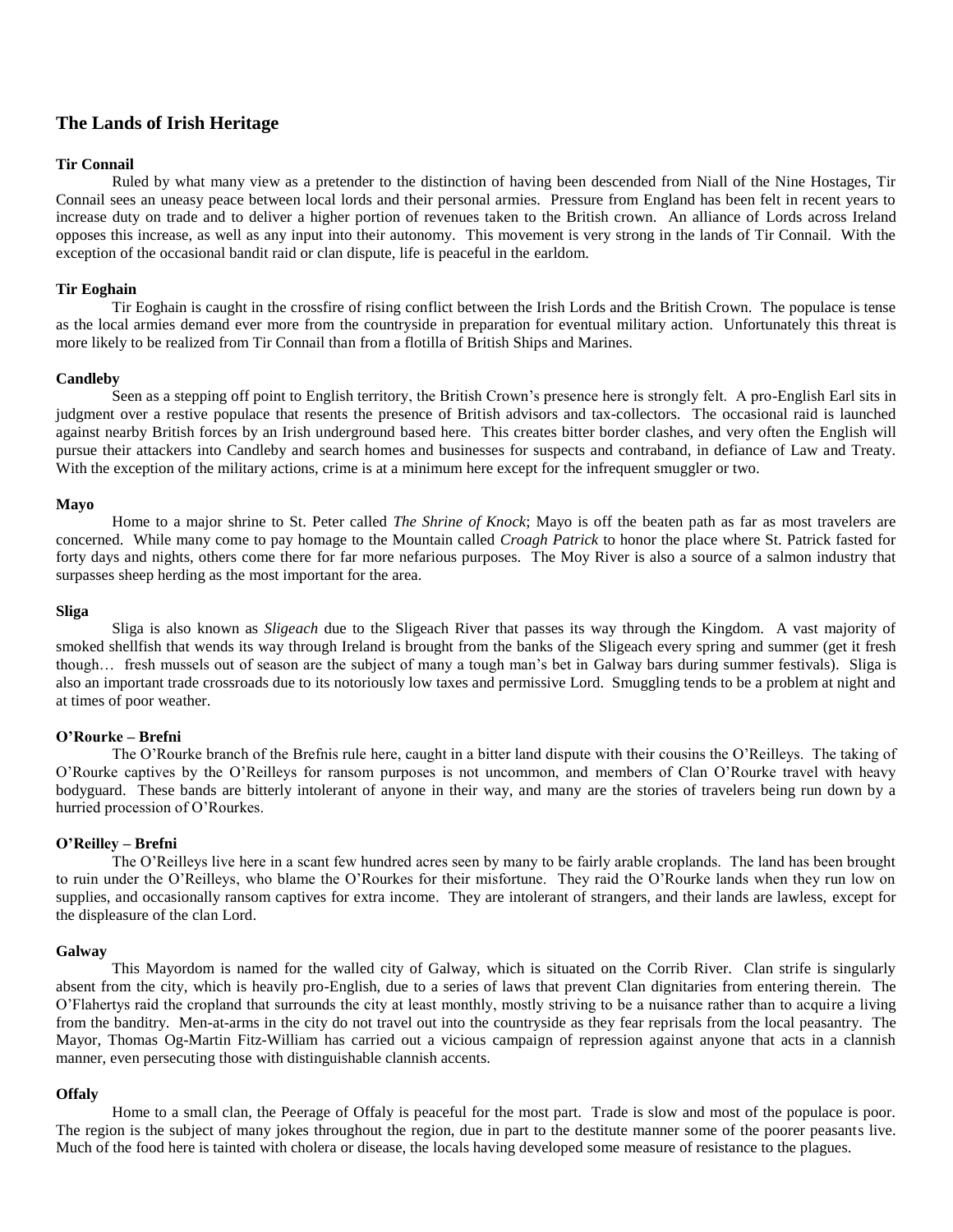## The Lands of Irish Heritage

### Tir Connail

Ruled by what many view as a pretender to the distinction of having been descended from Niall of the Nine Hostages, Tir Connail sees an uneasy peace between local lords and their personal armies. Pressure from England has been felt in recent years to increase duty on trade and to deliver a higher portion of revenues taken to the British crown. An alliance of Lords across Ireland opposes this increase, as well as any input into their autonomy. This movement is very strong in the lands of Tir Connail. With the exception of the occasional bandit raid or clan dispute, life is peaceful in the earldom.

### Tir Eoghain

Tir Eoghain is caught in the crossfire of rising conflict between the Irish Lords and the British Crown. The populace is tense as the local armies demand ever more from the countryside in preparation for eventual military action. Unfortunately this threat is more likely to be realized from Tir Connail than from a flotilla of British Ships and Marines.

### Candleby

Seen as a stepping off point to English territory, the British Crown's presence here is strongly felt. A pro-English Earl sits in judgment over a restive populace that resents the presence of British advisors and tax-collectors. The occasional raid is launched against nearby British forces by an Irish underground based here. This creates bitter border clashes, and very often the English will pursue their attackers into Candleby and search homes and businesses for suspects and contraband, in defiance of Law and Treaty. With the exception of the military actions, crime is at a minimum here except for the infrequent smuggler or two.

### Mayo

Home to a major shrine to St. Peter called *The Shrine of Knock*; Mayo is off the beaten path as far as most travelers are concerned. While many come to pay homage to the Mountain called *Croagh Patrick* to honor the place where St. Patrick fasted for forty days and nights, others come there for far more nefarious purposes. The Moy River is also a source of a salmon industry that surpasses sheep herding as the most important for the area.

### Sliga

Sliga is also known as *Sligeach* due to the Sligeach River that passes its way through the Kingdom. A vast majority of smoked shellfish that wends its way through Ireland is brought from the banks of the Sligeach every spring and summer (get it fresh though… fresh mussels out of season are the subject of many a tough man's bet in Galway bars during summer festivals). Sliga is also an important trade crossroads due to its notoriously low taxes and permissive Lord. Smuggling tends to be a problem at night and at times of poor weather.

### O'Rourke – Brefni

The O'Rourke branch of the Brefnis rule here, caught in a bitter land dispute with their cousins the O'Reilleys. The taking of O'Rourke captives by the O'Reilleys for ransom purposes is not uncommon, and members of Clan O'Rourke travel with heavy bodyguard. These bands are bitterly intolerant of anyone in their way, and many are the stories of travelers being run down by a hurried procession of O'Rourkes.

### O'Reilley – Brefni

The O'Reilleys live here in a scant few hundred acres seen by many to be fairly arable croplands. The land has been brought to ruin under the O'Reilleys, who blame the O'Rourkes for their misfortune. They raid the O'Rourke lands when they run low on supplies, and occasionally ransom captives for extra income. They are intolerant of strangers, and their lands are lawless, except for the displeasure of the clan Lord.

### Galway

This Mayordom is named for the walled city of Galway, which is situated on the Corrib River. Clan strife is singularly absent from the city, which is heavily pro-English, due to a series of laws that prevent Clan dignitaries from entering therein. The O'Flahertys raid the cropland that surrounds the city at least monthly, mostly striving to be a nuisance rather than to acquire a living from the banditry. Men-at-arms in the city do not travel out into the countryside as they fear reprisals from the local peasantry. The Mayor, Thomas Og-Martin Fitz-William has carried out a vicious campaign of repression against anyone that acts in a clannish manner, even persecuting those with distinguishable clannish accents.

### Offaly

Home to a small clan, the Peerage of Offaly is peaceful for the most part. Trade is slow and most of the populace is poor. The region is the subject of many jokes throughout the region, due in part to the destitute manner some of the poorer peasants live. Much of the food here is tainted with cholera or disease, the locals having developed some measure of resistance to the plagues.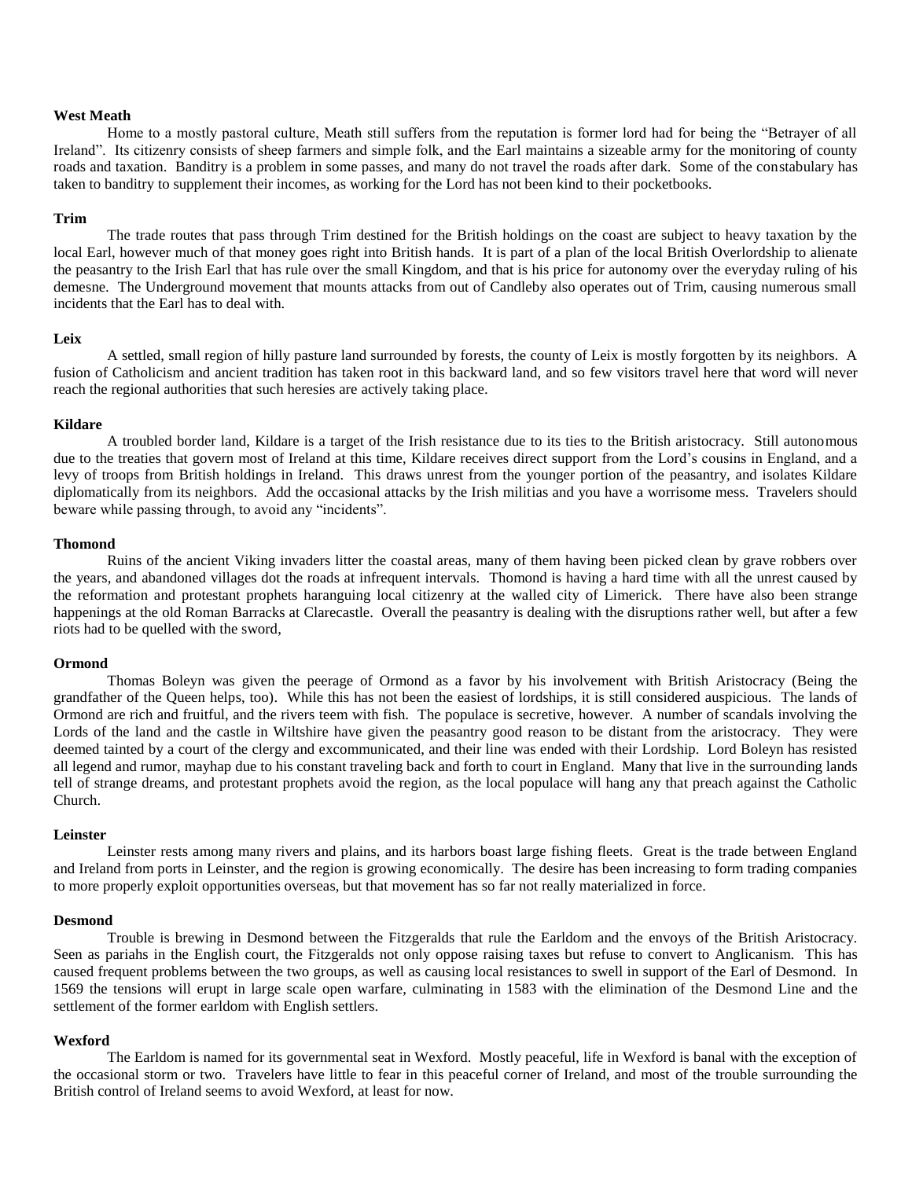**West Meath**

Home to a mostly pastoral culture, Meath still suffers from the reputation is former lord had for being the "Betrayer of all Ireland". Its citizenry consists of sheep farmers and simple folk, and the Earl maintains a sizeable army for the monitoring of county roads and taxation. Banditry is a problem in some passes, and many do not travel the roads after dark. Some of the constabulary has taken to banditry to supplement their incomes, as working for the Lord has not been kind to their pocketbooks.

**Trim**

The trade routes that pass through Trim destined for the British holdings on the coast are subject to heavy taxation by the local Earl, however much of that money goes right into British hands. It is part of a plan of the local British Overlordship to alienate the peasantry to the Irish Earl that has rule over the small Kingdom, and that is his price for autonomy over the everyday ruling of his demesne. The Underground movement that mounts attacks from out of Candleby also operates out of Trim, causing numerous small incidents that the Earl has to deal with.

**Leix**

A settled, small region of hilly pasture land surrounded by forests, the county of Leix is mostly forgotten by its neighbors. A fusion of Catholicism and ancient tradition has taken root in this backward land, and so few visitors travel here that word will never reach the regional authorities that such heresies are actively taking place.

**Kildare**

A troubled border land, Kildare is a target of the Irish resistance due to its ties to the British aristocracy. Still autonomous due to the treaties that govern most of Ireland at this time, Kildare receives direct support from the Lord's cousins in England, and a levy of troops from British holdings in Ireland. This draws unrest from the younger portion of the peasantry, and isolates Kildare diplomatically from its neighbors. Add the occasional attacks by the Irish militias and you have a worrisome mess. Travelers should beware while passing through, to avoid any "incidents".

**Thomond**

Ruins of the ancient Viking invaders litter the coastal areas, many of them having been picked clean by grave robbers over the years, and abandoned villages dot the roads at infrequent intervals. Thomond is having a hard time with all the unrest caused by the reformation and protestant prophets haranguing local citizenry at the walled city of Limerick. There have also been strange happenings at the old Roman Barracks at Clarecastle. Overall the peasantry is dealing with the disruptions rather well, but after a few riots had to be quelled with the sword,

**Ormond**

Thomas Boleyn was given the peerage of Ormond as a favor by his involvement with British Aristocracy (Being the grandfather of the Queen helps, too). While this has not been the easiest of lordships, it is still considered auspicious. The lands of Ormond are rich and fruitful, and the rivers teem with fish. The populace is secretive, however. A number of scandals involving the Lords of the land and the castle in Wiltshire have given the peasantry good reason to be distant from the aristocracy. They were deemed tainted by a court of the clergy and excommunicated, and their line was ended with their Lordship. Lord Boleyn has resisted all legend and rumor, mayhap due to his constant traveling back and forth to court in England. Many that live in the surrounding lands tell of strange dreams, and protestant prophets avoid the region, as the local populace will hang any that preach against the Catholic Church.

**Leinster**

Leinster rests among many rivers and plains, and its harbors boast large fishing fleets. Great is the trade between England and Ireland from ports in Leinster, and the region is growing economically. The desire has been increasing to form trading companies to more properly exploit opportunities overseas, but that movement has so far not really materialized in force.

**Desmond**

Trouble is brewing in Desmond between the Fitzgeralds that rule the Earldom and the envoys of the British Aristocracy. Seen as pariahs in the English court, the Fitzgeralds not only oppose raising taxes but refuse to convert to Anglicanism. This has caused frequent problems between the two groups, as well as causing local resistances to swell in support of the Earl of Desmond. In 1569 the tensions will erupt in large scale open warfare, culminating in 1583 with the elimination of the Desmond Line and the settlement of the former earldom with English settlers.

**Wexford**

The Earldom is named for its governmental seat in Wexford. Mostly peaceful, life in Wexford is banal with the exception of the occasional storm or two. Travelers have little to fear in this peaceful corner of Ireland, and most of the trouble surrounding the British control of Ireland seems to avoid Wexford, at least for now.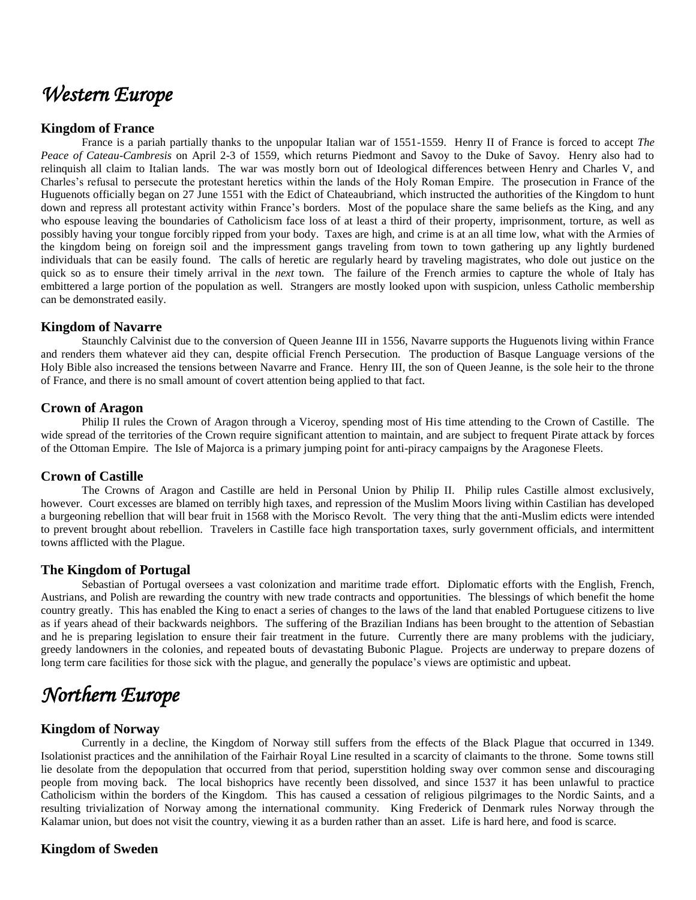# *Western Europe*

### Kingdom of France

France is a pariah partially thanks to the unpopular Italian war of 1551-1559. Henry II of France is forced to accept *The Peace of Cateau-Cambresis* on April 2-3 of 1559, which returns Piedmont and Savoy to the Duke of Savoy. Henry also had to relinquish all claim to Italian lands. The war was mostly born out of Ideological differences between Henry and Charles V, and Charles's refusal to persecute the protestant heretics within the lands of the Holy Roman Empire. The prosecution in France of the Huguenots officially began on 27 June 1551 with the Edict of Chateaubriand, which instructed the authorities of the Kingdom to hunt down and repress all protestant activity within France's borders. Most of the populace share the same beliefs as the King, and any who espouse leaving the boundaries of Catholicism face loss of at least a third of their property, imprisonment, torture, as well as possibly having your tongue forcibly ripped from your body. Taxes are high, and crime is at an all time low, what with the Armies of the kingdom being on foreign soil and the impressment gangs traveling from town to town gathering up any lightly burdened individuals that can be easily found. The calls of heretic are regularly heard by traveling magistrates, who dole out justice on the quick so as to ensure their timely arrival in the *next* town. The failure of the French armies to capture the whole of Italy has embittered a large portion of the population as well. Strangers are mostly looked upon with suspicion, unless Catholic membership can be demonstrated easily.

### Kingdom of Navarre

Staunchly Calvinist due to the conversion of Queen Jeanne III in 1556, Navarre supports the Huguenots living within France and renders them whatever aid they can, despite official French Persecution. The production of Basque Language versions of the Holy Bible also increased the tensions between Navarre and France. Henry III, the son of Queen Jeanne, is the sole heir to the throne of France, and there is no small amount of covert attention being applied to that fact.

### Crown of Aragon

Philip II rules the Crown of Aragon through a Viceroy, spending most of His time attending to the Crown of Castille. The wide spread of the territories of the Crown require significant attention to maintain, and are subject to frequent Pirate attack by forces of the Ottoman Empire. The Isle of Majorca is a primary jumping point for anti-piracy campaigns by the Aragonese Fleets.

### Crown of Castille

The Crowns of Aragon and Castille are held in Personal Union by Philip II. Philip rules Castille almost exclusively, however. Court excesses are blamed on terribly high taxes, and repression of the Muslim Moors living within Castilian has developed a burgeoning rebellion that will bear fruit in 1568 with the Morisco Revolt. The very thing that the anti-Muslim edicts were intended to prevent brought about rebellion. Travelers in Castille face high transportation taxes, surly government officials, and intermittent towns afflicted with the Plague.

### The Kingdom of Portugal

Sebastian of Portugal oversees a vast colonization and maritime trade effort. Diplomatic efforts with the English, French, Austrians, and Polish are rewarding the country with new trade contracts and opportunities. The blessings of which benefit the home country greatly. This has enabled the King to enact a series of changes to the laws of the land that enabled Portuguese citizens to live as if years ahead of their backwards neighbors. The suffering of the Brazilian Indians has been brought to the attention of Sebastian and he is preparing legislation to ensure their fair treatment in the future. Currently there are many problems with the judiciary, greedy landowners in the colonies, and repeated bouts of devastating Bubonic Plague. Projects are underway to prepare dozens of long term care facilities for those sick with the plague, and generally the populace's views are optimistic and upbeat.

# *Northern Europe*

### Kingdom of Norway

Currently in a decline, the Kingdom of Norway still suffers from the effects of the Black Plague that occurred in 1349. Isolationist practices and the annihilation of the Fairhair Royal Line resulted in a scarcity of claimants to the throne. Some towns still lie desolate from the depopulation that occurred from that period, superstition holding sway over common sense and discouraging people from moving back. The local bishoprics have recently been dissolved, and since 1537 it has been unlawful to practice Catholicism within the borders of the Kingdom. This has caused a cessation of religious pilgrimages to the Nordic Saints, and a resulting trivialization of Norway among the international community. King Frederick of Denmark rules Norway through the Kalamar union, but does not visit the country, viewing it as a burden rather than an asset. Life is hard here, and food is scarce.

### Kingdom of Sweden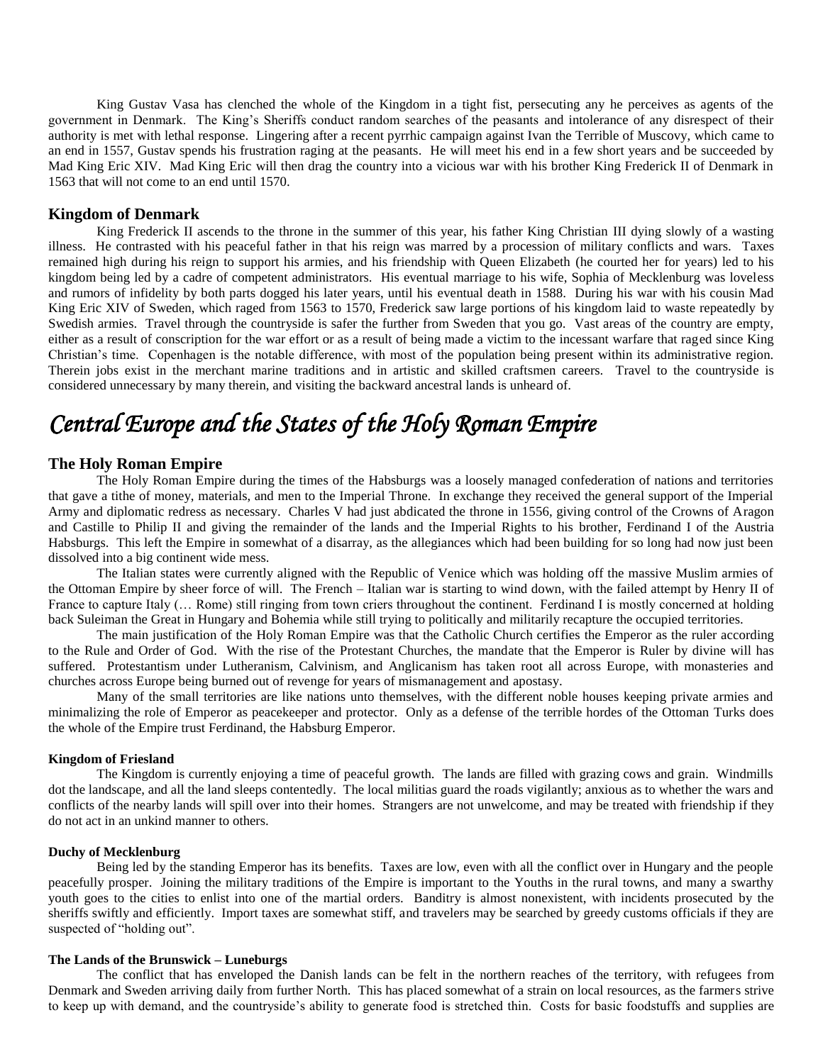King Gustav Vasa has clenched the whole of the Kingdom in a tight fist, persecuting any he perceives as agents of the government in Denmark. The King's Sheriffs conduct random searches of the peasants and intolerance of any disrespect of their authority is met with lethal response. Lingering after a recent pyrrhic campaign against Ivan the Terrible of Muscovy, which came to an end in 1557, Gustav spends his frustration raging at the peasants. He will meet his end in a few short years and be succeeded by Mad King Eric XIV. Mad King Eric will then drag the country into a vicious war with his brother King Frederick II of Denmark in 1563 that will not come to an end until 1570.

### Kingdom of Denmark

King Frederick II ascends to the throne in the summer of this year, his father King Christian III dying slowly of a wasting illness. He contrasted with his peaceful father in that his reign was marred by a procession of military conflicts and wars. Taxes remained high during his reign to support his armies, and his friendship with Queen Elizabeth (he courted her for years) led to his kingdom being led by a cadre of competent administrators. His eventual marriage to his wife, Sophia of Mecklenburg was loveless and rumors of infidelity by both parts dogged his later years, until his eventual death in 1588. During his war with his cousin Mad King Eric XIV of Sweden, which raged from 1563 to 1570, Frederick saw large portions of his kingdom laid to waste repeatedly by Swedish armies. Travel through the countryside is safer the further from Sweden that you go. Vast areas of the country are empty, either as a result of conscription for the war effort or as a result of being made a victim to the incessant warfare that raged since King Christian's time. Copenhagen is the notable difference, with most of the population being present within its administrative region. Therein jobs exist in the merchant marine traditions and in artistic and skilled craftsmen careers. Travel to the countryside is considered unnecessary by many therein, and visiting the backward ancestral lands is unheard of.

## *Central Europe and the States of the Holy Roman Empire*

### The Holy Roman Empire

The Holy Roman Empire during the times of the Habsburgs was a loosely managed confederation of nations and territories that gave a tithe of money, materials, and men to the Imperial Throne. In exchange they received the general support of the Imperial Army and diplomatic redress as necessary. Charles V had just abdicated the throne in 1556, giving control of the Crowns of Aragon and Castille to Philip II and giving the remainder of the lands and the Imperial Rights to his brother, Ferdinand I of the Austria Habsburgs. This left the Empire in somewhat of a disarray, as the allegiances which had been building for so long had now just been dissolved into a big continent wide mess.

The Italian states were currently aligned with the Republic of Venice which was holding off the massive Muslim armies of the Ottoman Empire by sheer force of will. The French – Italian war is starting to wind down, with the failed attempt by Henry II of France to capture Italy (… Rome) still ringing from town criers throughout the continent. Ferdinand I is mostly concerned at holding back Suleiman the Great in Hungary and Bohemia while still trying to politically and militarily recapture the occupied territories.

The main justification of the Holy Roman Empire was that the Catholic Church certifies the Emperor as the ruler according to the Rule and Order of God. With the rise of the Protestant Churches, the mandate that the Emperor is Ruler by divine will has suffered. Protestantism under Lutheranism, Calvinism, and Anglicanism has taken root all across Europe, with monasteries and churches across Europe being burned out of revenge for years of mismanagement and apostasy.

Many of the small territories are like nations unto themselves, with the different noble houses keeping private armies and minimalizing the role of Emperor as peacekeeper and protector. Only as a defense of the terrible hordes of the Ottoman Turks does the whole of the Empire trust Ferdinand, the Habsburg Emperor.

#### Kingdom of Friesland

The Kingdom is currently enjoying a time of peaceful growth. The lands are filled with grazing cows and grain. Windmills dot the landscape, and all the land sleeps contentedly. The local militias guard the roads vigilantly; anxious as to whether the wars and conflicts of the nearby lands will spill over into their homes. Strangers are not unwelcome, and may be treated with friendship if they do not act in an unkind manner to others.

#### Duchy of Mecklenburg

Being led by the standing Emperor has its benefits. Taxes are low, even with all the conflict over in Hungary and the people peacefully prosper. Joining the military traditions of the Empire is important to the Youths in the rural towns, and many a swarthy youth goes to the cities to enlist into one of the martial orders. Banditry is almost nonexistent, with incidents prosecuted by the sheriffs swiftly and efficiently. Import taxes are somewhat stiff, and travelers may be searched by greedy customs officials if they are suspected of "holding out".

#### The Lands of the Brunswick – Luneburgs

The conflict that has enveloped the Danish lands can be felt in the northern reaches of the territory, with refugees from Denmark and Sweden arriving daily from further North. This has placed somewhat of a strain on local resources, as the farmers strive to keep up with demand, and the countryside's ability to generate food is stretched thin. Costs for basic foodstuffs and supplies are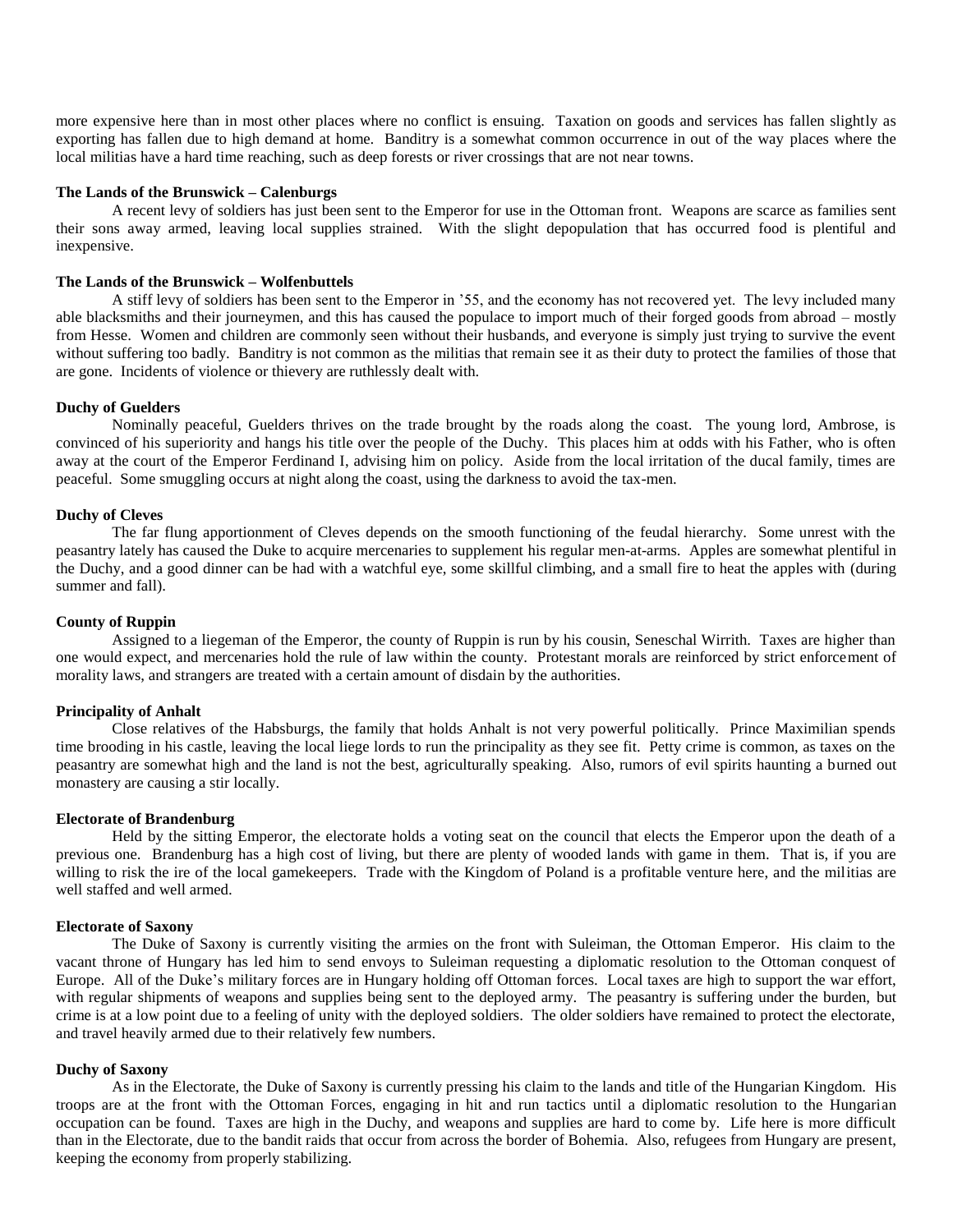more expensive here than in most other places where no conflict is ensuing. Taxation on goods and services has fallen slightly as exporting has fallen due to high demand at home. Banditry is a somewhat common occurrence in out of the way places where the local militias have a hard time reaching, such as deep forests or river crossings that are not near towns.

**The Lands of the Brunswick – Calenburgs**

A recent levy of soldiers has just been sent to the Emperor for use in the Ottoman front. Weapons are scarce as families sent their sons away armed, leaving local supplies strained. With the slight depopulation that has occurred food is plentiful and inexpensive.

**The Lands of the Brunswick – Wolfenbuttels**

A stiff levy of soldiers has been sent to the Emperor in '55, and the economy has not recovered yet. The levy included many able blacksmiths and their journeymen, and this has caused the populace to import much of their forged goods from abroad – mostly from Hesse. Women and children are commonly seen without their husbands, and everyone is simply just trying to survive the event without suffering too badly. Banditry is not common as the militias that remain see it as their duty to protect the families of those that are gone. Incidents of violence or thievery are ruthlessly dealt with.

**Duchy of Guelders**

Nominally peaceful, Guelders thrives on the trade brought by the roads along the coast. The young lord, Ambrose, is convinced of his superiority and hangs his title over the people of the Duchy. This places him at odds with his Father, who is often away at the court of the Emperor Ferdinand I, advising him on policy. Aside from the local irritation of the ducal family, times are peaceful. Some smuggling occurs at night along the coast, using the darkness to avoid the tax-men.

**Duchy of Cleves**

The far flung apportionment of Cleves depends on the smooth functioning of the feudal hierarchy. Some unrest with the peasantry lately has caused the Duke to acquire mercenaries to supplement his regular men-at-arms. Apples are somewhat plentiful in the Duchy, and a good dinner can be had with a watchful eye, some skillful climbing, and a small fire to heat the apples with (during summer and fall).

**County of Ruppin**

Assigned to a liegeman of the Emperor, the county of Ruppin is run by his cousin, Seneschal Wirrith. Taxes are higher than one would expect, and mercenaries hold the rule of law within the county. Protestant morals are reinforced by strict enforcement of morality laws, and strangers are treated with a certain amount of disdain by the authorities.

**Principality of Anhalt**

Close relatives of the Habsburgs, the family that holds Anhalt is not very powerful politically. Prince Maximilian spends time brooding in his castle, leaving the local liege lords to run the principality as they see fit. Petty crime is common, as taxes on the peasantry are somewhat high and the land is not the best, agriculturally speaking. Also, rumors of evil spirits haunting a burned out monastery are causing a stir locally.

**Electorate of Brandenburg**

Held by the sitting Emperor, the electorate holds a voting seat on the council that elects the Emperor upon the death of a previous one. Brandenburg has a high cost of living, but there are plenty of wooded lands with game in them. That is, if you are willing to risk the ire of the local gamekeepers. Trade with the Kingdom of Poland is a profitable venture here, and the militias are well staffed and well armed.

**Electorate of Saxony**

The Duke of Saxony is currently visiting the armies on the front with Suleiman, the Ottoman Emperor. His claim to the vacant throne of Hungary has led him to send envoys to Suleiman requesting a diplomatic resolution to the Ottoman conquest of Europe. All of the Duke's military forces are in Hungary holding off Ottoman forces. Local taxes are high to support the war effort, with regular shipments of weapons and supplies being sent to the deployed army. The peasantry is suffering under the burden, but crime is at a low point due to a feeling of unity with the deployed soldiers. The older soldiers have remained to protect the electorate, and travel heavily armed due to their relatively few numbers.

**Duchy of Saxony**

As in the Electorate, the Duke of Saxony is currently pressing his claim to the lands and title of the Hungarian Kingdom. His troops are at the front with the Ottoman Forces, engaging in hit and run tactics until a diplomatic resolution to the Hungarian occupation can be found. Taxes are high in the Duchy, and weapons and supplies are hard to come by. Life here is more difficult than in the Electorate, due to the bandit raids that occur from across the border of Bohemia. Also, refugees from Hungary are present, keeping the economy from properly stabilizing.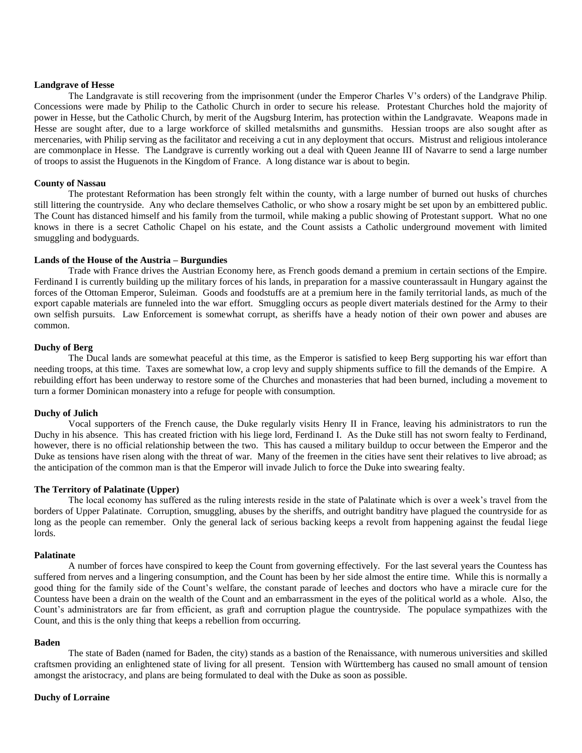**Landgrave of Hesse**

The Landgravate is still recovering from the imprisonment (under the Emperor Charles V's orders) of the Landgrave Philip. Concessions were made by Philip to the Catholic Church in order to secure his release. Protestant Churches hold the majority of power in Hesse, but the Catholic Church, by merit of the Augsburg Interim, has protection within the Landgravate. Weapons made in Hesse are sought after, due to a large workforce of skilled metalsmiths and gunsmiths. Hessian troops are also sought after as mercenaries, with Philip serving as the facilitator and receiving a cut in any deployment that occurs. Mistrust and religious intolerance are commonplace in Hesse. The Landgrave is currently working out a deal with Queen Jeanne III of Navarre to send a large number of troops to assist the Huguenots in the Kingdom of France. A long distance war is about to begin.

**County of Nassau**

The protestant Reformation has been strongly felt within the county, with a large number of burned out husks of churches still littering the countryside. Any who declare themselves Catholic, or who show a rosary might be set upon by an embittered public. The Count has distanced himself and his family from the turmoil, while making a public showing of Protestant support. What no one knows in there is a secret Catholic Chapel on his estate, and the Count assists a Catholic underground movement with limited smuggling and bodyguards.

**Lands of the House of the Austria – Burgundies**

Trade with France drives the Austrian Economy here, as French goods demand a premium in certain sections of the Empire. Ferdinand I is currently building up the military forces of his lands, in preparation for a massive counterassault in Hungary against the forces of the Ottoman Emperor, Suleiman. Goods and foodstuffs are at a premium here in the family territorial lands, as much of the export capable materials are funneled into the war effort. Smuggling occurs as people divert materials destined for the Army to their own selfish pursuits. Law Enforcement is somewhat corrupt, as sheriffs have a heady notion of their own power and abuses are common.

**Duchy of Berg**

The Ducal lands are somewhat peaceful at this time, as the Emperor is satisfied to keep Berg supporting his war effort than needing troops, at this time. Taxes are somewhat low, a crop levy and supply shipments suffice to fill the demands of the Empire. A rebuilding effort has been underway to restore some of the Churches and monasteries that had been burned, including a movement to turn a former Dominican monastery into a refuge for people with consumption.

**Duchy of Julich**

Vocal supporters of the French cause, the Duke regularly visits Henry II in France, leaving his administrators to run the Duchy in his absence. This has created friction with his liege lord, Ferdinand I. As the Duke still has not sworn fealty to Ferdinand, however, there is no official relationship between the two. This has caused a military buildup to occur between the Emperor and the Duke as tensions have risen along with the threat of war. Many of the freemen in the cities have sent their relatives to live abroad; as the anticipation of the common man is that the Emperor will invade Julich to force the Duke into swearing fealty.

**The Territory of Palatinate (Upper)**

The local economy has suffered as the ruling interests reside in the state of Palatinate which is over a week's travel from the borders of Upper Palatinate. Corruption, smuggling, abuses by the sheriffs, and outright banditry have plagued the countryside for as long as the people can remember. Only the general lack of serious backing keeps a revolt from happening against the feudal liege lords.

**Palatinate**

A number of forces have conspired to keep the Count from governing effectively. For the last several years the Countess has suffered from nerves and a lingering consumption, and the Count has been by her side almost the entire time. While this is normally a good thing for the family side of the Count's welfare, the constant parade of leeches and doctors who have a miracle cure for the Countess have been a drain on the wealth of the Count and an embarrassment in the eyes of the political world as a whole. Also, the Count's administrators are far from efficient, as graft and corruption plague the countryside. The populace sympathizes with the Count, and this is the only thing that keeps a rebellion from occurring.

**Baden**

The state of Baden (named for Baden, the city) stands as a bastion of the Renaissance, with numerous universities and skilled craftsmen providing an enlightened state of living for all present. Tension with Württemberg has caused no small amount of tension amongst the aristocracy, and plans are being formulated to deal with the Duke as soon as possible.

**Duchy of Lorraine**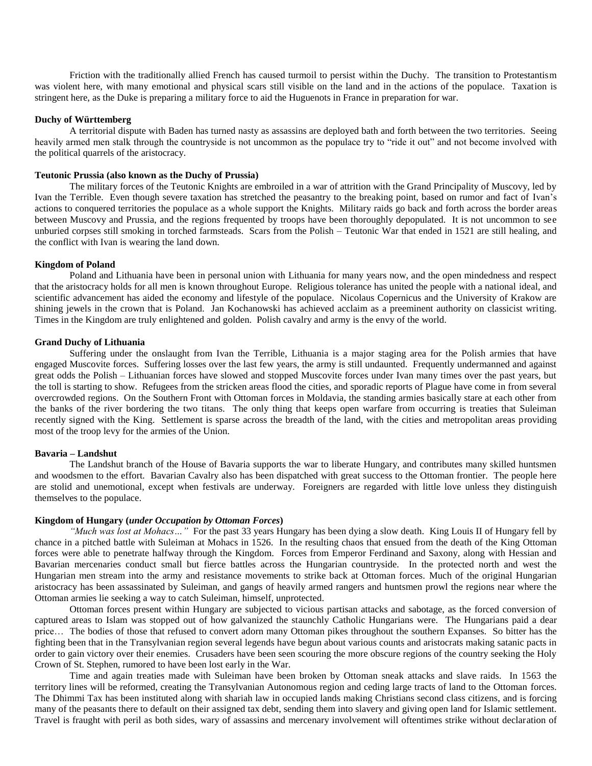Friction with the traditionally allied French has caused turmoil to persist within the Duchy. The transition to Protestantism was violent here, with many emotional and physical scars still visible on the land and in the actions of the populace. Taxation is stringent here, as the Duke is preparing a military force to aid the Huguenots in France in preparation for war.

**Duchy of Württemberg**

A territorial dispute with Baden has turned nasty as assassins are deployed bath and forth between the two territories. Seeing heavily armed men stalk through the countryside is not uncommon as the populace try to "ride it out" and not become involved with the political quarrels of the aristocracy.

**Teutonic Prussia (also known as the Duchy of Prussia)**

The military forces of the Teutonic Knights are embroiled in a war of attrition with the Grand Principality of Muscovy, led by Ivan the Terrible. Even though severe taxation has stretched the peasantry to the breaking point, based on rumor and fact of Ivan's actions to conquered territories the populace as a whole support the Knights. Military raids go back and forth across the border areas between Muscovy and Prussia, and the regions frequented by troops have been thoroughly depopulated. It is not uncommon to see unburied corpses still smoking in torched farmsteads. Scars from the Polish – Teutonic War that ended in 1521 are still healing, and the conflict with Ivan is wearing the land down.

**Kingdom of Poland**

Poland and Lithuania have been in personal union with Lithuania for many years now, and the open mindedness and respect that the aristocracy holds for all men is known throughout Europe. Religious tolerance has united the people with a national ideal, and scientific advancement has aided the economy and lifestyle of the populace. Nicolaus Copernicus and the University of Krakow are shining jewels in the crown that is Poland. Jan Kochanowski has achieved acclaim as a preeminent authority on classicist writing. Times in the Kingdom are truly enlightened and golden. Polish cavalry and army is the envy of the world.

**Grand Duchy of Lithuania**

Suffering under the onslaught from Ivan the Terrible, Lithuania is a major staging area for the Polish armies that have engaged Muscovite forces. Suffering losses over the last few years, the army is still undaunted. Frequently undermanned and against great odds the Polish – Lithuanian forces have slowed and stopped Muscovite forces under Ivan many times over the past years, but the toll is starting to show. Refugees from the stricken areas flood the cities, and sporadic reports of Plague have come in from several overcrowded regions. On the Southern Front with Ottoman forces in Moldavia, the standing armies basically stare at each other from the banks of the river bordering the two titans. The only thing that keeps open warfare from occurring is treaties that Suleiman recently signed with the King. Settlement is sparse across the breadth of the land, with the cities and metropolitan areas providing most of the troop levy for the armies of the Union.

**Bavaria – Landshut**

The Landshut branch of the House of Bavaria supports the war to liberate Hungary, and contributes many skilled huntsmen and woodsmen to the effort. Bavarian Cavalry also has been dispatched with great success to the Ottoman frontier. The people here are stolid and unemotional, except when festivals are underway. Foreigners are regarded with little love unless they distinguish themselves to the populace.

**Kingdom of Hungary (*under Occupation by Ottoman Forces*)**

*"Much was lost at Mohacs…"* For the past 33 years Hungary has been dying a slow death. King Louis II of Hungary fell by chance in a pitched battle with Suleiman at Mohacs in 1526. In the resulting chaos that ensued from the death of the King Ottoman forces were able to penetrate halfway through the Kingdom. Forces from Emperor Ferdinand and Saxony, along with Hessian and Bavarian mercenaries conduct small but fierce battles across the Hungarian countryside. In the protected north and west the Hungarian men stream into the army and resistance movements to strike back at Ottoman forces. Much of the original Hungarian aristocracy has been assassinated by Suleiman, and gangs of heavily armed rangers and huntsmen prowl the regions near where the Ottoman armies lie seeking a way to catch Suleiman, himself, unprotected.

Ottoman forces present within Hungary are subjected to vicious partisan attacks and sabotage, as the forced conversion of captured areas to Islam was stopped out of how galvanized the staunchly Catholic Hungarians were. The Hungarians paid a dear price… The bodies of those that refused to convert adorn many Ottoman pikes throughout the southern Expanses. So bitter has the fighting been that in the Transylvanian region several legends have begun about various counts and aristocrats making satanic pacts in order to gain victory over their enemies. Crusaders have been seen scouring the more obscure regions of the country seeking the Holy Crown of St. Stephen, rumored to have been lost early in the War.

Time and again treaties made with Suleiman have been broken by Ottoman sneak attacks and slave raids. In 1563 the territory lines will be reformed, creating the Transylvanian Autonomous region and ceding large tracts of land to the Ottoman forces. The Dhimmi Tax has been instituted along with shariah law in occupied lands making Christians second class citizens, and is forcing many of the peasants there to default on their assigned tax debt, sending them into slavery and giving open land for Islamic settlement. Travel is fraught with peril as both sides, wary of assassins and mercenary involvement will oftentimes strike without declaration of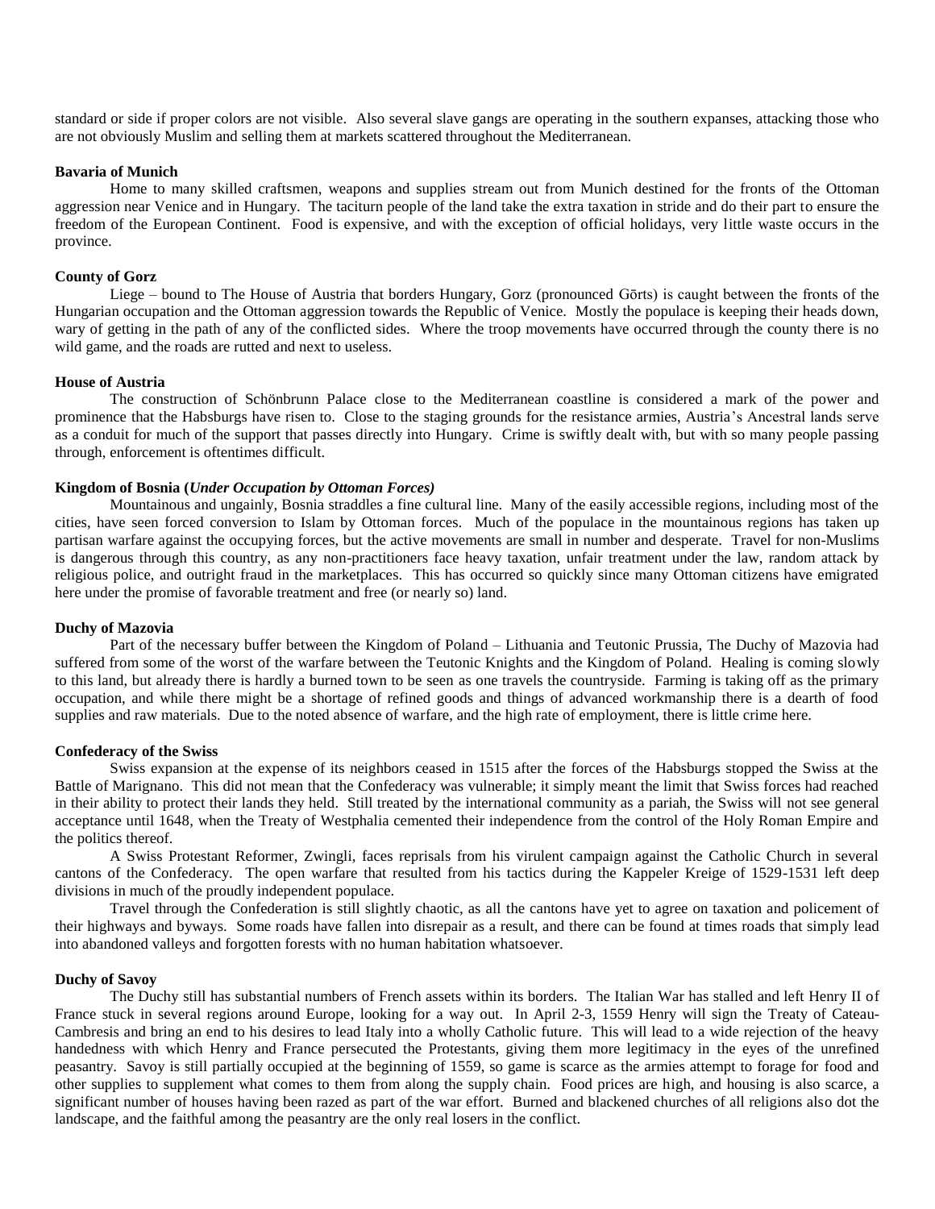standard or side if proper colors are not visible. Also several slave gangs are operating in the southern expanses, attacking those who are not obviously Muslim and selling them at markets scattered throughout the Mediterranean.

**Bavaria of Munich**

Home to many skilled craftsmen, weapons and supplies stream out from Munich destined for the fronts of the Ottoman aggression near Venice and in Hungary. The taciturn people of the land take the extra taxation in stride and do their part to ensure the freedom of the European Continent. Food is expensive, and with the exception of official holidays, very little waste occurs in the province.

**County of Gorz**

Liege – bound to The House of Austria that borders Hungary, Gorz (pronounced Gōrts) is caught between the fronts of the Hungarian occupation and the Ottoman aggression towards the Republic of Venice. Mostly the populace is keeping their heads down, wary of getting in the path of any of the conflicted sides. Where the troop movements have occurred through the county there is no wild game, and the roads are rutted and next to useless.

**House of Austria**

The construction of Schönbrunn Palace close to the Mediterranean coastline is considered a mark of the power and prominence that the Habsburgs have risen to. Close to the staging grounds for the resistance armies, Austria's Ancestral lands serve as a conduit for much of the support that passes directly into Hungary. Crime is swiftly dealt with, but with so many people passing through, enforcement is oftentimes difficult.

**Kingdom of Bosnia (*Under Occupation by Ottoman Forces)***

Mountainous and ungainly, Bosnia straddles a fine cultural line. Many of the easily accessible regions, including most of the cities, have seen forced conversion to Islam by Ottoman forces. Much of the populace in the mountainous regions has taken up partisan warfare against the occupying forces, but the active movements are small in number and desperate. Travel for non-Muslims is dangerous through this country, as any non-practitioners face heavy taxation, unfair treatment under the law, random attack by religious police, and outright fraud in the marketplaces. This has occurred so quickly since many Ottoman citizens have emigrated here under the promise of favorable treatment and free (or nearly so) land.

**Duchy of Mazovia**

Part of the necessary buffer between the Kingdom of Poland – Lithuania and Teutonic Prussia, The Duchy of Mazovia had suffered from some of the worst of the warfare between the Teutonic Knights and the Kingdom of Poland. Healing is coming slowly to this land, but already there is hardly a burned town to be seen as one travels the countryside. Farming is taking off as the primary occupation, and while there might be a shortage of refined goods and things of advanced workmanship there is a dearth of food supplies and raw materials. Due to the noted absence of warfare, and the high rate of employment, there is little crime here.

**Confederacy of the Swiss**

Swiss expansion at the expense of its neighbors ceased in 1515 after the forces of the Habsburgs stopped the Swiss at the Battle of Marignano. This did not mean that the Confederacy was vulnerable; it simply meant the limit that Swiss forces had reached in their ability to protect their lands they held. Still treated by the international community as a pariah, the Swiss will not see general acceptance until 1648, when the Treaty of Westphalia cemented their independence from the control of the Holy Roman Empire and the politics thereof.

A Swiss Protestant Reformer, Zwingli, faces reprisals from his virulent campaign against the Catholic Church in several cantons of the Confederacy. The open warfare that resulted from his tactics during the Kappeler Kreige of 1529-1531 left deep divisions in much of the proudly independent populace.

Travel through the Confederation is still slightly chaotic, as all the cantons have yet to agree on taxation and policement of their highways and byways. Some roads have fallen into disrepair as a result, and there can be found at times roads that simply lead into abandoned valleys and forgotten forests with no human habitation whatsoever.

**Duchy of Savoy**

The Duchy still has substantial numbers of French assets within its borders. The Italian War has stalled and left Henry II of France stuck in several regions around Europe, looking for a way out. In April 2-3, 1559 Henry will sign the Treaty of Cateau-Cambresis and bring an end to his desires to lead Italy into a wholly Catholic future. This will lead to a wide rejection of the heavy handedness with which Henry and France persecuted the Protestants, giving them more legitimacy in the eyes of the unrefined peasantry. Savoy is still partially occupied at the beginning of 1559, so game is scarce as the armies attempt to forage for food and other supplies to supplement what comes to them from along the supply chain. Food prices are high, and housing is also scarce, a significant number of houses having been razed as part of the war effort. Burned and blackened churches of all religions also dot the landscape, and the faithful among the peasantry are the only real losers in the conflict.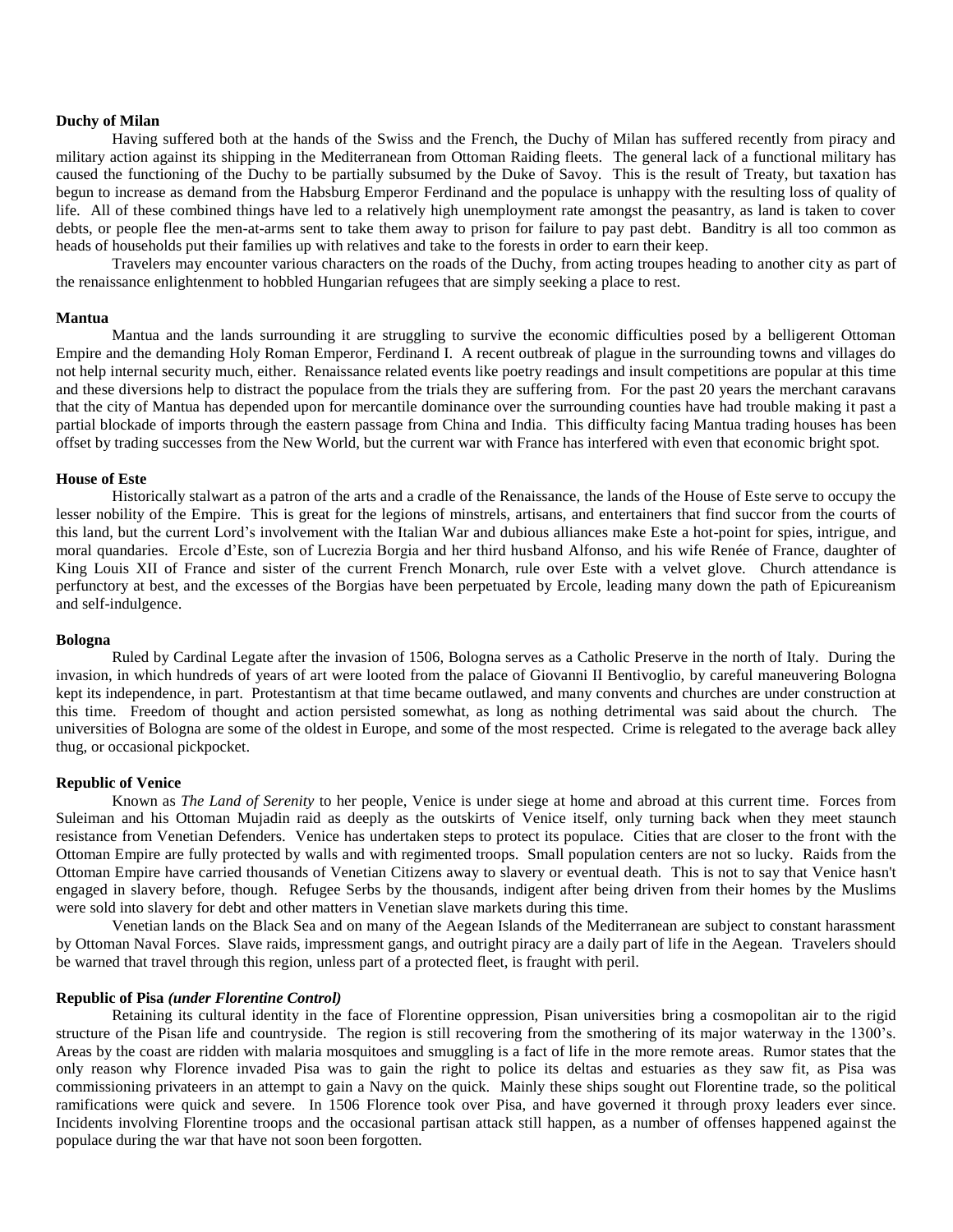**Duchy of Milan**

Having suffered both at the hands of the Swiss and the French, the Duchy of Milan has suffered recently from piracy and military action against its shipping in the Mediterranean from Ottoman Raiding fleets. The general lack of a functional military has caused the functioning of the Duchy to be partially subsumed by the Duke of Savoy. This is the result of Treaty, but taxation has begun to increase as demand from the Habsburg Emperor Ferdinand and the populace is unhappy with the resulting loss of quality of life. All of these combined things have led to a relatively high unemployment rate amongst the peasantry, as land is taken to cover debts, or people flee the men-at-arms sent to take them away to prison for failure to pay past debt. Banditry is all too common as heads of households put their families up with relatives and take to the forests in order to earn their keep.

Travelers may encounter various characters on the roads of the Duchy, from acting troupes heading to another city as part of the renaissance enlightenment to hobbled Hungarian refugees that are simply seeking a place to rest.

**Mantua**

Mantua and the lands surrounding it are struggling to survive the economic difficulties posed by a belligerent Ottoman Empire and the demanding Holy Roman Emperor, Ferdinand I. A recent outbreak of plague in the surrounding towns and villages do not help internal security much, either. Renaissance related events like poetry readings and insult competitions are popular at this time and these diversions help to distract the populace from the trials they are suffering from. For the past 20 years the merchant caravans that the city of Mantua has depended upon for mercantile dominance over the surrounding counties have had trouble making it past a partial blockade of imports through the eastern passage from China and India. This difficulty facing Mantua trading houses has been offset by trading successes from the New World, but the current war with France has interfered with even that economic bright spot.

**House of Este**

Historically stalwart as a patron of the arts and a cradle of the Renaissance, the lands of the House of Este serve to occupy the lesser nobility of the Empire. This is great for the legions of minstrels, artisans, and entertainers that find succor from the courts of this land, but the current Lord's involvement with the Italian War and dubious alliances make Este a hot-point for spies, intrigue, and moral quandaries. Ercole d'Este, son of Lucrezia Borgia and her third husband Alfonso, and his wife Renée of France, daughter of King Louis XII of France and sister of the current French Monarch, rule over Este with a velvet glove. Church attendance is perfunctory at best, and the excesses of the Borgias have been perpetuated by Ercole, leading many down the path of Epicureanism and self-indulgence.

**Bologna**

Ruled by Cardinal Legate after the invasion of 1506, Bologna serves as a Catholic Preserve in the north of Italy. During the invasion, in which hundreds of years of art were looted from the palace of Giovanni II Bentivoglio, by careful maneuvering Bologna kept its independence, in part. Protestantism at that time became outlawed, and many convents and churches are under construction at this time. Freedom of thought and action persisted somewhat, as long as nothing detrimental was said about the church. The universities of Bologna are some of the oldest in Europe, and some of the most respected. Crime is relegated to the average back alley thug, or occasional pickpocket.

**Republic of Venice**

Known as *The Land of Serenity* to her people, Venice is under siege at home and abroad at this current time. Forces from Suleiman and his Ottoman Mujadin raid as deeply as the outskirts of Venice itself, only turning back when they meet staunch resistance from Venetian Defenders. Venice has undertaken steps to protect its populace. Cities that are closer to the front with the Ottoman Empire are fully protected by walls and with regimented troops. Small population centers are not so lucky. Raids from the Ottoman Empire have carried thousands of Venetian Citizens away to slavery or eventual death. This is not to say that Venice hasn't engaged in slavery before, though. Refugee Serbs by the thousands, indigent after being driven from their homes by the Muslims were sold into slavery for debt and other matters in Venetian slave markets during this time.

Venetian lands on the Black Sea and on many of the Aegean Islands of the Mediterranean are subject to constant harassment by Ottoman Naval Forces. Slave raids, impressment gangs, and outright piracy are a daily part of life in the Aegean. Travelers should be warned that travel through this region, unless part of a protected fleet, is fraught with peril.

**Republic of Pisa *(under Florentine Control)***

Retaining its cultural identity in the face of Florentine oppression, Pisan universities bring a cosmopolitan air to the rigid structure of the Pisan life and countryside. The region is still recovering from the smothering of its major waterway in the 1300's. Areas by the coast are ridden with malaria mosquitoes and smuggling is a fact of life in the more remote areas. Rumor states that the only reason why Florence invaded Pisa was to gain the right to police its deltas and estuaries as they saw fit, as Pisa was commissioning privateers in an attempt to gain a Navy on the quick. Mainly these ships sought out Florentine trade, so the political ramifications were quick and severe. In 1506 Florence took over Pisa, and have governed it through proxy leaders ever since. Incidents involving Florentine troops and the occasional partisan attack still happen, as a number of offenses happened against the populace during the war that have not soon been forgotten.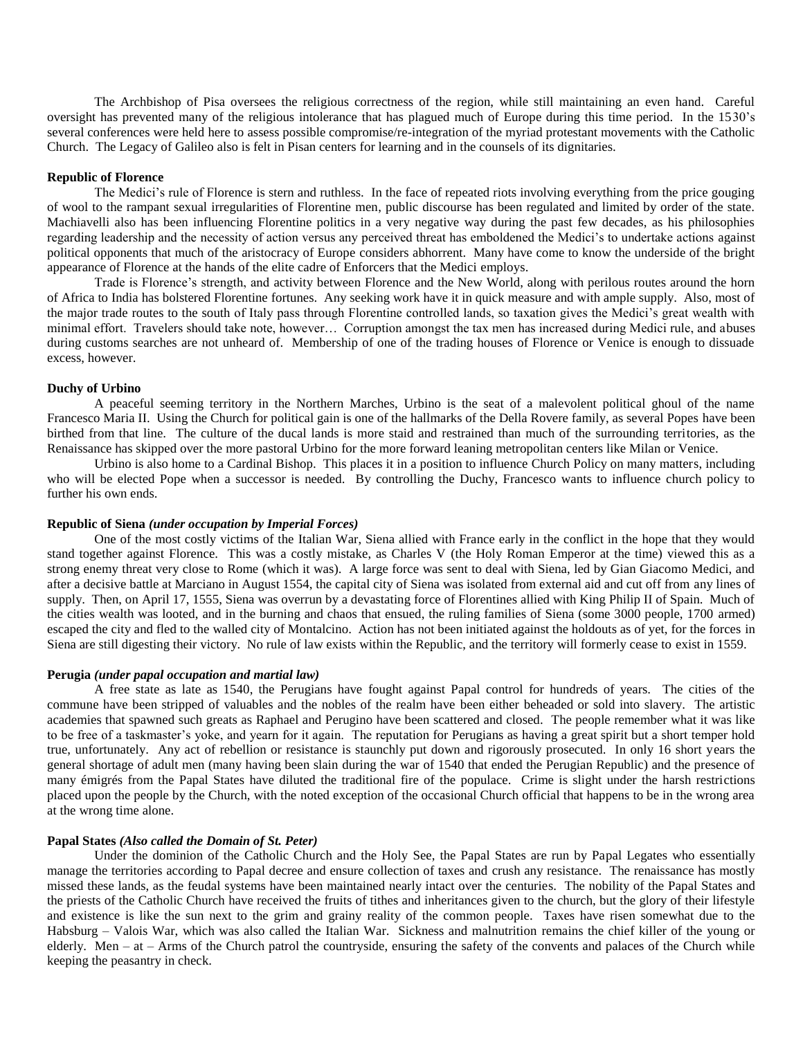The Archbishop of Pisa oversees the religious correctness of the region, while still maintaining an even hand. Careful oversight has prevented many of the religious intolerance that has plagued much of Europe during this time period. In the 1530's several conferences were held here to assess possible compromise/re-integration of the myriad protestant movements with the Catholic Church. The Legacy of Galileo also is felt in Pisan centers for learning and in the counsels of its dignitaries.

**Republic of Florence**

The Medici's rule of Florence is stern and ruthless. In the face of repeated riots involving everything from the price gouging of wool to the rampant sexual irregularities of Florentine men, public discourse has been regulated and limited by order of the state. Machiavelli also has been influencing Florentine politics in a very negative way during the past few decades, as his philosophies regarding leadership and the necessity of action versus any perceived threat has emboldened the Medici's to undertake actions against political opponents that much of the aristocracy of Europe considers abhorrent. Many have come to know the underside of the bright appearance of Florence at the hands of the elite cadre of Enforcers that the Medici employs.

Trade is Florence's strength, and activity between Florence and the New World, along with perilous routes around the horn of Africa to India has bolstered Florentine fortunes. Any seeking work have it in quick measure and with ample supply. Also, most of the major trade routes to the south of Italy pass through Florentine controlled lands, so taxation gives the Medici's great wealth with minimal effort. Travelers should take note, however… Corruption amongst the tax men has increased during Medici rule, and abuses during customs searches are not unheard of. Membership of one of the trading houses of Florence or Venice is enough to dissuade excess, however.

**Duchy of Urbino**

A peaceful seeming territory in the Northern Marches, Urbino is the seat of a malevolent political ghoul of the name Francesco Maria II. Using the Church for political gain is one of the hallmarks of the Della Rovere family, as several Popes have been birthed from that line. The culture of the ducal lands is more staid and restrained than much of the surrounding territories, as the Renaissance has skipped over the more pastoral Urbino for the more forward leaning metropolitan centers like Milan or Venice.

Urbino is also home to a Cardinal Bishop. This places it in a position to influence Church Policy on many matters, including who will be elected Pope when a successor is needed. By controlling the Duchy, Francesco wants to influence church policy to further his own ends.

**Republic of Siena** ***(under occupation by Imperial Forces)***

One of the most costly victims of the Italian War, Siena allied with France early in the conflict in the hope that they would stand together against Florence. This was a costly mistake, as Charles V (the Holy Roman Emperor at the time) viewed this as a strong enemy threat very close to Rome (which it was). A large force was sent to deal with Siena, led by Gian Giacomo Medici, and after a decisive battle at Marciano in August 1554, the capital city of Siena was isolated from external aid and cut off from any lines of supply. Then, on April 17, 1555, Siena was overrun by a devastating force of Florentines allied with King Philip II of Spain. Much of the cities wealth was looted, and in the burning and chaos that ensued, the ruling families of Siena (some 3000 people, 1700 armed) escaped the city and fled to the walled city of Montalcino. Action has not been initiated against the holdouts as of yet, for the forces in Siena are still digesting their victory. No rule of law exists within the Republic, and the territory will formerly cease to exist in 1559.

**Perugia** ***(under papal occupation and martial law)***

A free state as late as 1540, the Perugians have fought against Papal control for hundreds of years. The cities of the commune have been stripped of valuables and the nobles of the realm have been either beheaded or sold into slavery. The artistic academies that spawned such greats as Raphael and Perugino have been scattered and closed. The people remember what it was like to be free of a taskmaster's yoke, and yearn for it again. The reputation for Perugians as having a great spirit but a short temper hold true, unfortunately. Any act of rebellion or resistance is staunchly put down and rigorously prosecuted. In only 16 short years the general shortage of adult men (many having been slain during the war of 1540 that ended the Perugian Republic) and the presence of many émigrés from the Papal States have diluted the traditional fire of the populace. Crime is slight under the harsh restrictions placed upon the people by the Church, with the noted exception of the occasional Church official that happens to be in the wrong area at the wrong time alone.

**Papal States** ***(Also called the Domain of St. Peter)***

Under the dominion of the Catholic Church and the Holy See, the Papal States are run by Papal Legates who essentially manage the territories according to Papal decree and ensure collection of taxes and crush any resistance. The renaissance has mostly missed these lands, as the feudal systems have been maintained nearly intact over the centuries. The nobility of the Papal States and the priests of the Catholic Church have received the fruits of tithes and inheritances given to the church, but the glory of their lifestyle and existence is like the sun next to the grim and grainy reality of the common people. Taxes have risen somewhat due to the Habsburg – Valois War, which was also called the Italian War. Sickness and malnutrition remains the chief killer of the young or elderly. Men – at – Arms of the Church patrol the countryside, ensuring the safety of the convents and palaces of the Church while keeping the peasantry in check.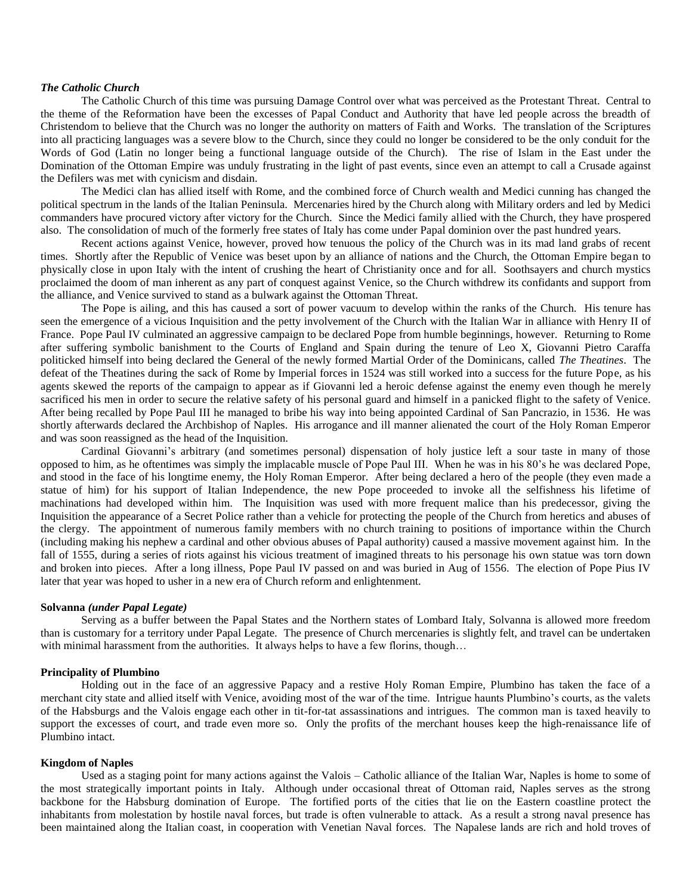***The Catholic Church***

The Catholic Church of this time was pursuing Damage Control over what was perceived as the Protestant Threat. Central to the theme of the Reformation have been the excesses of Papal Conduct and Authority that have led people across the breadth of Christendom to believe that the Church was no longer the authority on matters of Faith and Works. The translation of the Scriptures into all practicing languages was a severe blow to the Church, since they could no longer be considered to be the only conduit for the Words of God (Latin no longer being a functional language outside of the Church). The rise of Islam in the East under the Domination of the Ottoman Empire was unduly frustrating in the light of past events, since even an attempt to call a Crusade against the Defilers was met with cynicism and disdain.

The Medici clan has allied itself with Rome, and the combined force of Church wealth and Medici cunning has changed the political spectrum in the lands of the Italian Peninsula. Mercenaries hired by the Church along with Military orders and led by Medici commanders have procured victory after victory for the Church. Since the Medici family allied with the Church, they have prospered also. The consolidation of much of the formerly free states of Italy has come under Papal dominion over the past hundred years.

Recent actions against Venice, however, proved how tenuous the policy of the Church was in its mad land grabs of recent times. Shortly after the Republic of Venice was beset upon by an alliance of nations and the Church, the Ottoman Empire began to physically close in upon Italy with the intent of crushing the heart of Christianity once and for all. Soothsayers and church mystics proclaimed the doom of man inherent as any part of conquest against Venice, so the Church withdrew its confidants and support from the alliance, and Venice survived to stand as a bulwark against the Ottoman Threat.

The Pope is ailing, and this has caused a sort of power vacuum to develop within the ranks of the Church. His tenure has seen the emergence of a vicious Inquisition and the petty involvement of the Church with the Italian War in alliance with Henry II of France. Pope Paul IV culminated an aggressive campaign to be declared Pope from humble beginnings, however. Returning to Rome after suffering symbolic banishment to the Courts of England and Spain during the tenure of Leo X, Giovanni Pietro Caraffa politicked himself into being declared the General of the newly formed Martial Order of the Dominicans, called *The Theatines*. The defeat of the Theatines during the sack of Rome by Imperial forces in 1524 was still worked into a success for the future Pope, as his agents skewed the reports of the campaign to appear as if Giovanni led a heroic defense against the enemy even though he merely sacrificed his men in order to secure the relative safety of his personal guard and himself in a panicked flight to the safety of Venice. After being recalled by Pope Paul III he managed to bribe his way into being appointed Cardinal of San Pancrazio, in 1536. He was shortly afterwards declared the Archbishop of Naples. His arrogance and ill manner alienated the court of the Holy Roman Emperor and was soon reassigned as the head of the Inquisition.

Cardinal Giovanni's arbitrary (and sometimes personal) dispensation of holy justice left a sour taste in many of those opposed to him, as he oftentimes was simply the implacable muscle of Pope Paul III. When he was in his 80's he was declared Pope, and stood in the face of his longtime enemy, the Holy Roman Emperor. After being declared a hero of the people (they even made a statue of him) for his support of Italian Independence, the new Pope proceeded to invoke all the selfishness his lifetime of machinations had developed within him. The Inquisition was used with more frequent malice than his predecessor, giving the Inquisition the appearance of a Secret Police rather than a vehicle for protecting the people of the Church from heretics and abuses of the clergy. The appointment of numerous family members with no church training to positions of importance within the Church (including making his nephew a cardinal and other obvious abuses of Papal authority) caused a massive movement against him. In the fall of 1555, during a series of riots against his vicious treatment of imagined threats to his personage his own statue was torn down and broken into pieces. After a long illness, Pope Paul IV passed on and was buried in Aug of 1556. The election of Pope Pius IV later that year was hoped to usher in a new era of Church reform and enlightenment.

**Solvanna *(under Papal Legate)***

Serving as a buffer between the Papal States and the Northern states of Lombard Italy, Solvanna is allowed more freedom than is customary for a territory under Papal Legate. The presence of Church mercenaries is slightly felt, and travel can be undertaken with minimal harassment from the authorities. It always helps to have a few florins, though…

**Principality of Plumbino**

Holding out in the face of an aggressive Papacy and a restive Holy Roman Empire, Plumbino has taken the face of a merchant city state and allied itself with Venice, avoiding most of the war of the time. Intrigue haunts Plumbino's courts, as the valets of the Habsburgs and the Valois engage each other in tit-for-tat assassinations and intrigues. The common man is taxed heavily to support the excesses of court, and trade even more so. Only the profits of the merchant houses keep the high-renaissance life of Plumbino intact.

**Kingdom of Naples**

Used as a staging point for many actions against the Valois – Catholic alliance of the Italian War, Naples is home to some of the most strategically important points in Italy. Although under occasional threat of Ottoman raid, Naples serves as the strong backbone for the Habsburg domination of Europe. The fortified ports of the cities that lie on the Eastern coastline protect the inhabitants from molestation by hostile naval forces, but trade is often vulnerable to attack. As a result a strong naval presence has been maintained along the Italian coast, in cooperation with Venetian Naval forces. The Napalese lands are rich and hold troves of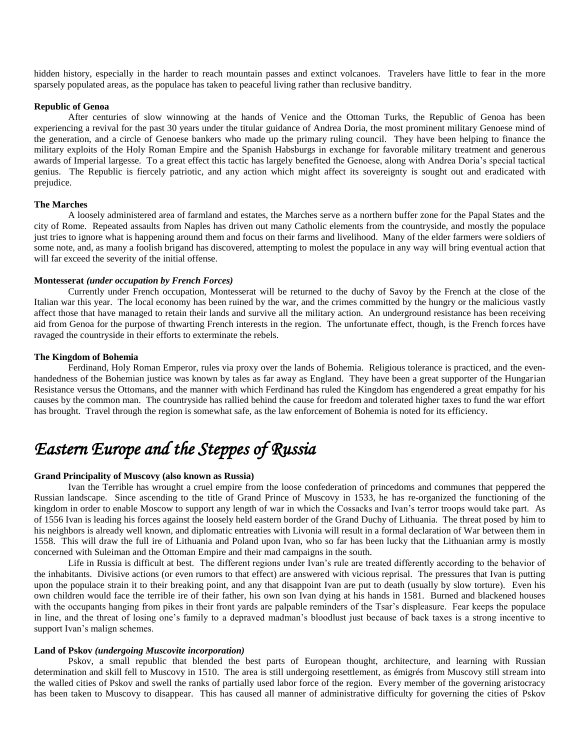hidden history, especially in the harder to reach mountain passes and extinct volcanoes. Travelers have little to fear in the more sparsely populated areas, as the populace has taken to peaceful living rather than reclusive banditry.

**Republic of Genoa**

After centuries of slow winnowing at the hands of Venice and the Ottoman Turks, the Republic of Genoa has been experiencing a revival for the past 30 years under the titular guidance of Andrea Doria, the most prominent military Genoese mind of the generation, and a circle of Genoese bankers who made up the primary ruling council. They have been helping to finance the military exploits of the Holy Roman Empire and the Spanish Habsburgs in exchange for favorable military treatment and generous awards of Imperial largesse. To a great effect this tactic has largely benefited the Genoese, along with Andrea Doria's special tactical genius. The Republic is fiercely patriotic, and any action which might affect its sovereignty is sought out and eradicated with prejudice.

**The Marches**

A loosely administered area of farmland and estates, the Marches serve as a northern buffer zone for the Papal States and the city of Rome. Repeated assaults from Naples has driven out many Catholic elements from the countryside, and mostly the populace just tries to ignore what is happening around them and focus on their farms and livelihood. Many of the elder farmers were soldiers of some note, and, as many a foolish brigand has discovered, attempting to molest the populace in any way will bring eventual action that will far exceed the severity of the initial offense.

**Montesserat** ***(under occupation by French Forces)***

Currently under French occupation, Montesserat will be returned to the duchy of Savoy by the French at the close of the Italian war this year. The local economy has been ruined by the war, and the crimes committed by the hungry or the malicious vastly affect those that have managed to retain their lands and survive all the military action. An underground resistance has been receiving aid from Genoa for the purpose of thwarting French interests in the region. The unfortunate effect, though, is the French forces have ravaged the countryside in their efforts to exterminate the rebels.

**The Kingdom of Bohemia**

Ferdinand, Holy Roman Emperor, rules via proxy over the lands of Bohemia. Religious tolerance is practiced, and the even-handedness of the Bohemian justice was known by tales as far away as England. They have been a great supporter of the Hungarian Resistance versus the Ottomans, and the manner with which Ferdinand has ruled the Kingdom has engendered a great empathy for his causes by the common man. The countryside has rallied behind the cause for freedom and tolerated higher taxes to fund the war effort has brought. Travel through the region is somewhat safe, as the law enforcement of Bohemia is noted for its efficiency.

# *Eastern Europe and the Steppes of Russia*

**Grand Principality of Muscovy (also known as Russia)**

Ivan the Terrible has wrought a cruel empire from the loose confederation of princedoms and communes that peppered the Russian landscape. Since ascending to the title of Grand Prince of Muscovy in 1533, he has re-organized the functioning of the kingdom in order to enable Moscow to support any length of war in which the Cossacks and Ivan's terror troops would take part. As of 1556 Ivan is leading his forces against the loosely held eastern border of the Grand Duchy of Lithuania. The threat posed by him to his neighbors is already well known, and diplomatic entreaties with Livonia will result in a formal declaration of War between them in 1558. This will draw the full ire of Lithuania and Poland upon Ivan, who so far has been lucky that the Lithuanian army is mostly concerned with Suleiman and the Ottoman Empire and their mad campaigns in the south.

Life in Russia is difficult at best. The different regions under Ivan's rule are treated differently according to the behavior of the inhabitants. Divisive actions (or even rumors to that effect) are answered with vicious reprisal. The pressures that Ivan is putting upon the populace strain it to their breaking point, and any that disappoint Ivan are put to death (usually by slow torture). Even his own children would face the terrible ire of their father, his own son Ivan dying at his hands in 1581. Burned and blackened houses with the occupants hanging from pikes in their front yards are palpable reminders of the Tsar's displeasure. Fear keeps the populace in line, and the threat of losing one's family to a depraved madman's bloodlust just because of back taxes is a strong incentive to support Ivan's malign schemes.

**Land of Pskov** ***(undergoing Muscovite incorporation)***

Pskov, a small republic that blended the best parts of European thought, architecture, and learning with Russian determination and skill fell to Muscovy in 1510. The area is still undergoing resettlement, as émigrés from Muscovy still stream into the walled cities of Pskov and swell the ranks of partially used labor force of the region. Every member of the governing aristocracy has been taken to Muscovy to disappear. This has caused all manner of administrative difficulty for governing the cities of Pskov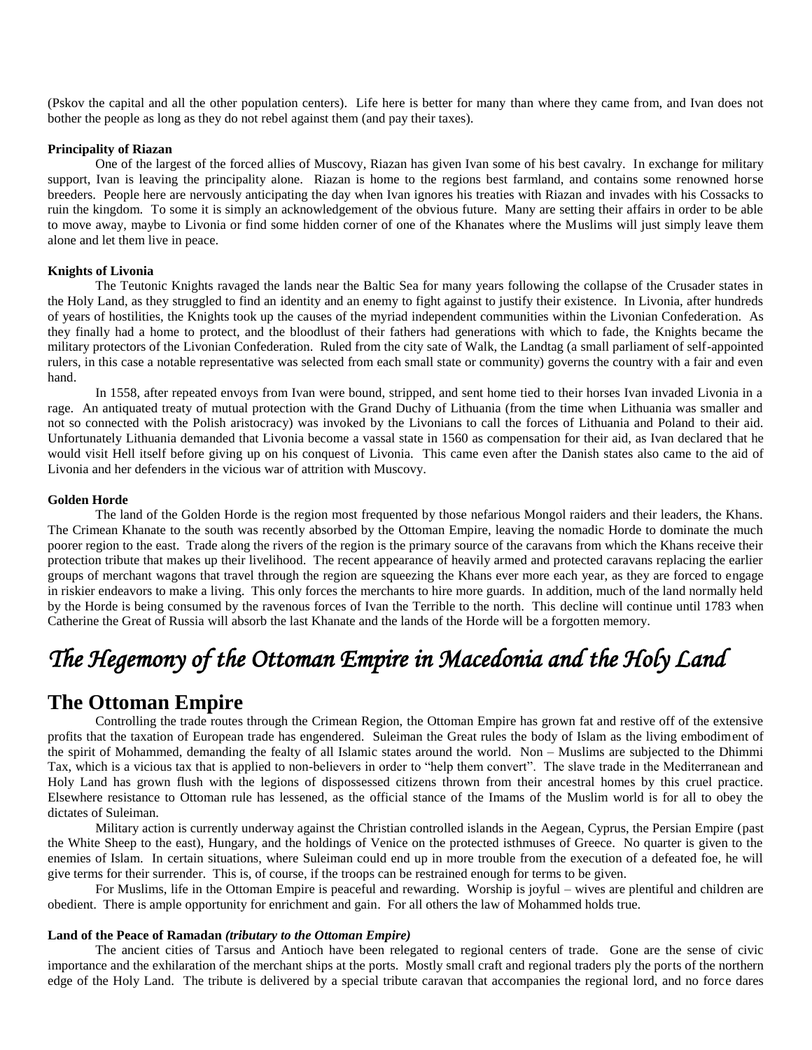(Pskov the capital and all the other population centers). Life here is better for many than where they came from, and Ivan does not bother the people as long as they do not rebel against them (and pay their taxes).

**Principality of Riazan**

One of the largest of the forced allies of Muscovy, Riazan has given Ivan some of his best cavalry. In exchange for military support, Ivan is leaving the principality alone. Riazan is home to the regions best farmland, and contains some renowned horse breeders. People here are nervously anticipating the day when Ivan ignores his treaties with Riazan and invades with his Cossacks to ruin the kingdom. To some it is simply an acknowledgement of the obvious future. Many are setting their affairs in order to be able to move away, maybe to Livonia or find some hidden corner of one of the Khanates where the Muslims will just simply leave them alone and let them live in peace.

**Knights of Livonia**

The Teutonic Knights ravaged the lands near the Baltic Sea for many years following the collapse of the Crusader states in the Holy Land, as they struggled to find an identity and an enemy to fight against to justify their existence. In Livonia, after hundreds of years of hostilities, the Knights took up the causes of the myriad independent communities within the Livonian Confederation. As they finally had a home to protect, and the bloodlust of their fathers had generations with which to fade, the Knights became the military protectors of the Livonian Confederation. Ruled from the city sate of Walk, the Landtag (a small parliament of self-appointed rulers, in this case a notable representative was selected from each small state or community) governs the country with a fair and even hand.

In 1558, after repeated envoys from Ivan were bound, stripped, and sent home tied to their horses Ivan invaded Livonia in a rage. An antiquated treaty of mutual protection with the Grand Duchy of Lithuania (from the time when Lithuania was smaller and not so connected with the Polish aristocracy) was invoked by the Livonians to call the forces of Lithuania and Poland to their aid. Unfortunately Lithuania demanded that Livonia become a vassal state in 1560 as compensation for their aid, as Ivan declared that he would visit Hell itself before giving up on his conquest of Livonia. This came even after the Danish states also came to the aid of Livonia and her defenders in the vicious war of attrition with Muscovy.

**Golden Horde**

The land of the Golden Horde is the region most frequented by those nefarious Mongol raiders and their leaders, the Khans. The Crimean Khanate to the south was recently absorbed by the Ottoman Empire, leaving the nomadic Horde to dominate the much poorer region to the east. Trade along the rivers of the region is the primary source of the caravans from which the Khans receive their protection tribute that makes up their livelihood. The recent appearance of heavily armed and protected caravans replacing the earlier groups of merchant wagons that travel through the region are squeezing the Khans ever more each year, as they are forced to engage in riskier endeavors to make a living. This only forces the merchants to hire more guards. In addition, much of the land normally held by the Horde is being consumed by the ravenous forces of Ivan the Terrible to the north. This decline will continue until 1783 when Catherine the Great of Russia will absorb the last Khanate and the lands of the Horde will be a forgotten memory.

# *The Hegemony of the Ottoman Empire in Macedonia and the Holy Land*

## The Ottoman Empire

Controlling the trade routes through the Crimean Region, the Ottoman Empire has grown fat and restive off of the extensive profits that the taxation of European trade has engendered. Suleiman the Great rules the body of Islam as the living embodiment of the spirit of Mohammed, demanding the fealty of all Islamic states around the world. Non – Muslims are subjected to the Dhimmi Tax, which is a vicious tax that is applied to non-believers in order to "help them convert". The slave trade in the Mediterranean and Holy Land has grown flush with the legions of dispossessed citizens thrown from their ancestral homes by this cruel practice. Elsewhere resistance to Ottoman rule has lessened, as the official stance of the Imams of the Muslim world is for all to obey the dictates of Suleiman.

Military action is currently underway against the Christian controlled islands in the Aegean, Cyprus, the Persian Empire (past the White Sheep to the east), Hungary, and the holdings of Venice on the protected isthmuses of Greece. No quarter is given to the enemies of Islam. In certain situations, where Suleiman could end up in more trouble from the execution of a defeated foe, he will give terms for their surrender. This is, of course, if the troops can be restrained enough for terms to be given.

For Muslims, life in the Ottoman Empire is peaceful and rewarding. Worship is joyful – wives are plentiful and children are obedient. There is ample opportunity for enrichment and gain. For all others the law of Mohammed holds true.

**Land of the Peace of Ramadan** ***(tributary to the Ottoman Empire)***

The ancient cities of Tarsus and Antioch have been relegated to regional centers of trade. Gone are the sense of civic importance and the exhilaration of the merchant ships at the ports. Mostly small craft and regional traders ply the ports of the northern edge of the Holy Land. The tribute is delivered by a special tribute caravan that accompanies the regional lord, and no force dares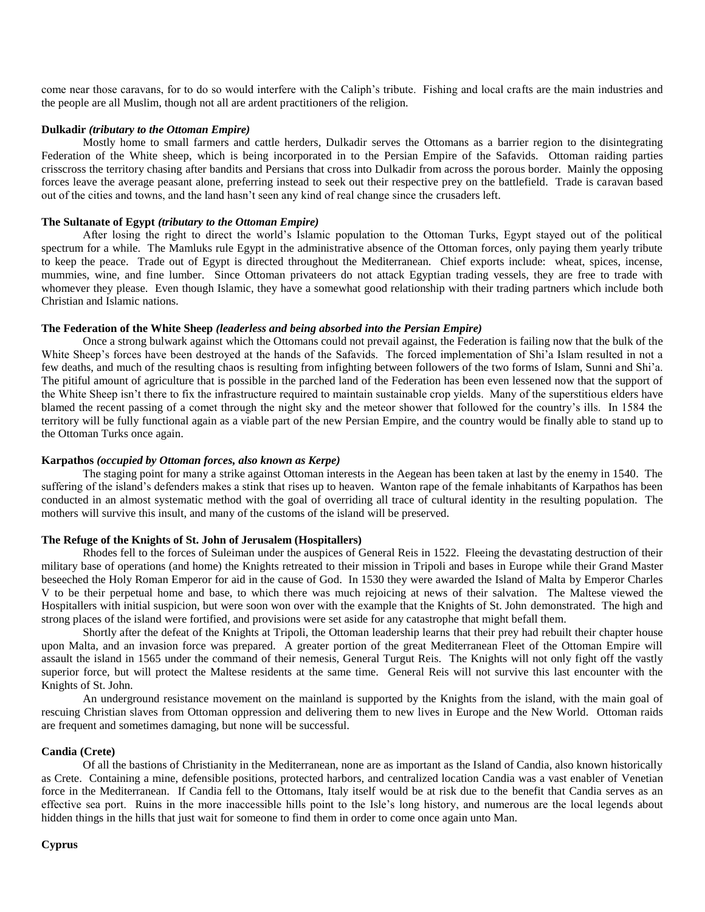come near those caravans, for to do so would interfere with the Caliph's tribute. Fishing and local crafts are the main industries and the people are all Muslim, though not all are ardent practitioners of the religion.

**Dulkadir** ***(tributary to the Ottoman Empire)***

Mostly home to small farmers and cattle herders, Dulkadir serves the Ottomans as a barrier region to the disintegrating Federation of the White sheep, which is being incorporated in to the Persian Empire of the Safavids. Ottoman raiding parties crisscross the territory chasing after bandits and Persians that cross into Dulkadir from across the porous border. Mainly the opposing forces leave the average peasant alone, preferring instead to seek out their respective prey on the battlefield. Trade is caravan based out of the cities and towns, and the land hasn't seen any kind of real change since the crusaders left.

**The Sultanate of Egypt** ***(tributary to the Ottoman Empire)***

After losing the right to direct the world's Islamic population to the Ottoman Turks, Egypt stayed out of the political spectrum for a while. The Mamluks rule Egypt in the administrative absence of the Ottoman forces, only paying them yearly tribute to keep the peace. Trade out of Egypt is directed throughout the Mediterranean. Chief exports include: wheat, spices, incense, mummies, wine, and fine lumber. Since Ottoman privateers do not attack Egyptian trading vessels, they are free to trade with whomever they please. Even though Islamic, they have a somewhat good relationship with their trading partners which include both Christian and Islamic nations.

**The Federation of the White Sheep** ***(leaderless and being absorbed into the Persian Empire)***

Once a strong bulwark against which the Ottomans could not prevail against, the Federation is failing now that the bulk of the White Sheep's forces have been destroyed at the hands of the Safavids. The forced implementation of Shi'a Islam resulted in not a few deaths, and much of the resulting chaos is resulting from infighting between followers of the two forms of Islam, Sunni and Shi'a. The pitiful amount of agriculture that is possible in the parched land of the Federation has been even lessened now that the support of the White Sheep isn't there to fix the infrastructure required to maintain sustainable crop yields. Many of the superstitious elders have blamed the recent passing of a comet through the night sky and the meteor shower that followed for the country's ills. In 1584 the territory will be fully functional again as a viable part of the new Persian Empire, and the country would be finally able to stand up to the Ottoman Turks once again.

**Karpathos** ***(occupied by Ottoman forces, also known as Kerpe)***

The staging point for many a strike against Ottoman interests in the Aegean has been taken at last by the enemy in 1540. The suffering of the island's defenders makes a stink that rises up to heaven. Wanton rape of the female inhabitants of Karpathos has been conducted in an almost systematic method with the goal of overriding all trace of cultural identity in the resulting population. The mothers will survive this insult, and many of the customs of the island will be preserved.

**The Refuge of the Knights of St. John of Jerusalem (Hospitallers)**

Rhodes fell to the forces of Suleiman under the auspices of General Reis in 1522. Fleeing the devastating destruction of their military base of operations (and home) the Knights retreated to their mission in Tripoli and bases in Europe while their Grand Master beseeched the Holy Roman Emperor for aid in the cause of God. In 1530 they were awarded the Island of Malta by Emperor Charles V to be their perpetual home and base, to which there was much rejoicing at news of their salvation. The Maltese viewed the Hospitallers with initial suspicion, but were soon won over with the example that the Knights of St. John demonstrated. The high and strong places of the island were fortified, and provisions were set aside for any catastrophe that might befall them.

Shortly after the defeat of the Knights at Tripoli, the Ottoman leadership learns that their prey had rebuilt their chapter house upon Malta, and an invasion force was prepared. A greater portion of the great Mediterranean Fleet of the Ottoman Empire will assault the island in 1565 under the command of their nemesis, General Turgut Reis. The Knights will not only fight off the vastly superior force, but will protect the Maltese residents at the same time. General Reis will not survive this last encounter with the Knights of St. John.

An underground resistance movement on the mainland is supported by the Knights from the island, with the main goal of rescuing Christian slaves from Ottoman oppression and delivering them to new lives in Europe and the New World. Ottoman raids are frequent and sometimes damaging, but none will be successful.

**Candia (Crete)**

Of all the bastions of Christianity in the Mediterranean, none are as important as the Island of Candia, also known historically as Crete. Containing a mine, defensible positions, protected harbors, and centralized location Candia was a vast enabler of Venetian force in the Mediterranean. If Candia fell to the Ottomans, Italy itself would be at risk due to the benefit that Candia serves as an effective sea port. Ruins in the more inaccessible hills point to the Isle's long history, and numerous are the local legends about hidden things in the hills that just wait for someone to find them in order to come once again unto Man.

**Cyprus**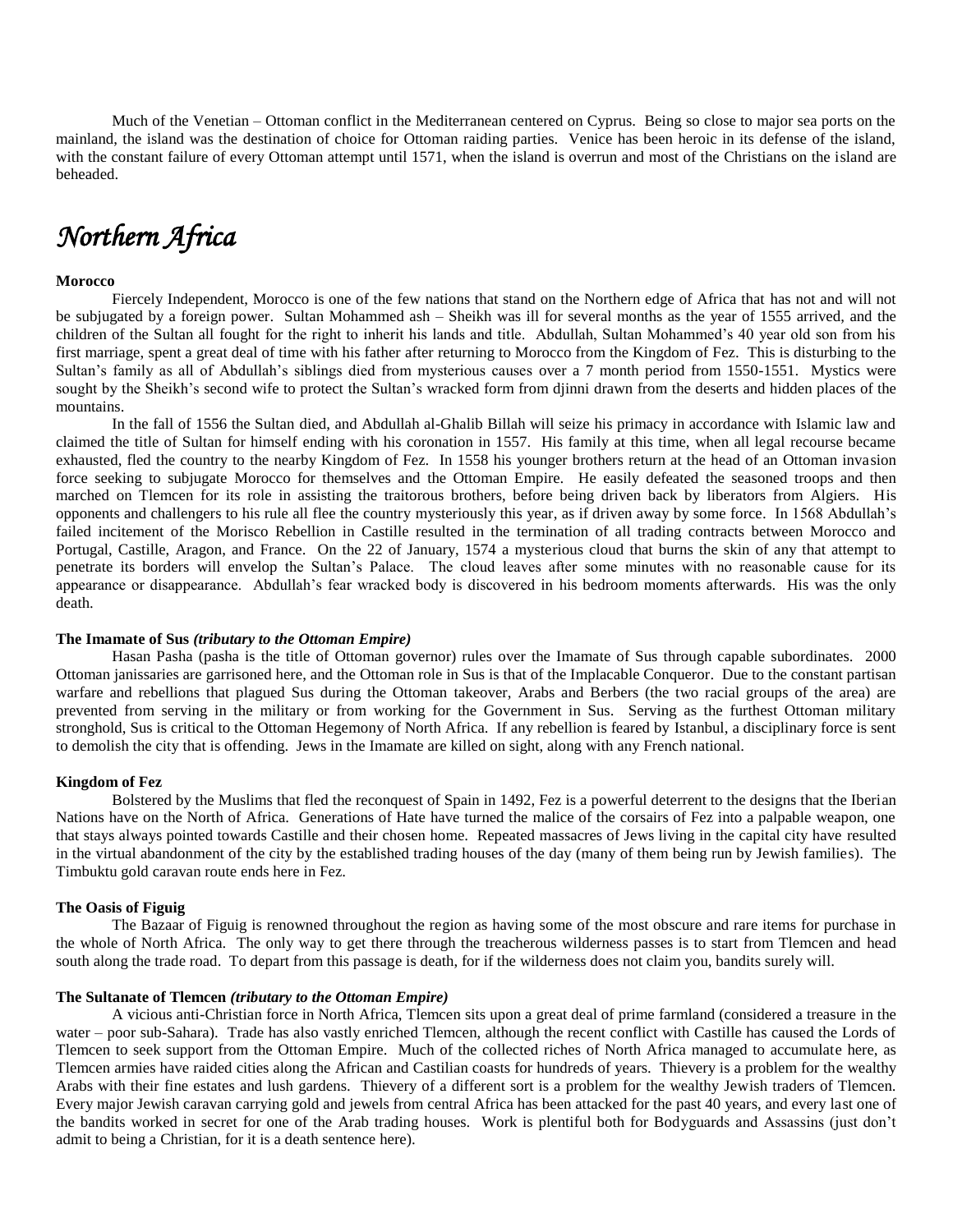Much of the Venetian – Ottoman conflict in the Mediterranean centered on Cyprus. Being so close to major sea ports on the mainland, the island was the destination of choice for Ottoman raiding parties. Venice has been heroic in its defense of the island, with the constant failure of every Ottoman attempt until 1571, when the island is overrun and most of the Christians on the island are beheaded.

# *Northern Africa*

**Morocco**

Fiercely Independent, Morocco is one of the few nations that stand on the Northern edge of Africa that has not and will not be subjugated by a foreign power. Sultan Mohammed ash – Sheikh was ill for several months as the year of 1555 arrived, and the children of the Sultan all fought for the right to inherit his lands and title. Abdullah, Sultan Mohammed's 40 year old son from his first marriage, spent a great deal of time with his father after returning to Morocco from the Kingdom of Fez. This is disturbing to the Sultan's family as all of Abdullah's siblings died from mysterious causes over a 7 month period from 1550-1551. Mystics were sought by the Sheikh's second wife to protect the Sultan's wracked form from djinni drawn from the deserts and hidden places of the mountains.

In the fall of 1556 the Sultan died, and Abdullah al-Ghalib Billah will seize his primacy in accordance with Islamic law and claimed the title of Sultan for himself ending with his coronation in 1557. His family at this time, when all legal recourse became exhausted, fled the country to the nearby Kingdom of Fez. In 1558 his younger brothers return at the head of an Ottoman invasion force seeking to subjugate Morocco for themselves and the Ottoman Empire. He easily defeated the seasoned troops and then marched on Tlemcen for its role in assisting the traitorous brothers, before being driven back by liberators from Algiers. His opponents and challengers to his rule all flee the country mysteriously this year, as if driven away by some force. In 1568 Abdullah's failed incitement of the Morisco Rebellion in Castille resulted in the termination of all trading contracts between Morocco and Portugal, Castille, Aragon, and France. On the 22 of January, 1574 a mysterious cloud that burns the skin of any that attempt to penetrate its borders will envelop the Sultan's Palace. The cloud leaves after some minutes with no reasonable cause for its appearance or disappearance. Abdullah's fear wracked body is discovered in his bedroom moments afterwards. His was the only death.

**The Imamate of Sus *(tributary to the Ottoman Empire)***

Hasan Pasha (pasha is the title of Ottoman governor) rules over the Imamate of Sus through capable subordinates. 2000 Ottoman janissaries are garrisoned here, and the Ottoman role in Sus is that of the Implacable Conqueror. Due to the constant partisan warfare and rebellions that plagued Sus during the Ottoman takeover, Arabs and Berbers (the two racial groups of the area) are prevented from serving in the military or from working for the Government in Sus. Serving as the furthest Ottoman military stronghold, Sus is critical to the Ottoman Hegemony of North Africa. If any rebellion is feared by Istanbul, a disciplinary force is sent to demolish the city that is offending. Jews in the Imamate are killed on sight, along with any French national.

**Kingdom of Fez**

Bolstered by the Muslims that fled the reconquest of Spain in 1492, Fez is a powerful deterrent to the designs that the Iberian Nations have on the North of Africa. Generations of Hate have turned the malice of the corsairs of Fez into a palpable weapon, one that stays always pointed towards Castille and their chosen home. Repeated massacres of Jews living in the capital city have resulted in the virtual abandonment of the city by the established trading houses of the day (many of them being run by Jewish families). The Timbuktu gold caravan route ends here in Fez.

**The Oasis of Figuig**

The Bazaar of Figuig is renowned throughout the region as having some of the most obscure and rare items for purchase in the whole of North Africa. The only way to get there through the treacherous wilderness passes is to start from Tlemcen and head south along the trade road. To depart from this passage is death, for if the wilderness does not claim you, bandits surely will.

**The Sultanate of Tlemcen *(tributary to the Ottoman Empire)***

A vicious anti-Christian force in North Africa, Tlemcen sits upon a great deal of prime farmland (considered a treasure in the water – poor sub-Sahara). Trade has also vastly enriched Tlemcen, although the recent conflict with Castille has caused the Lords of Tlemcen to seek support from the Ottoman Empire. Much of the collected riches of North Africa managed to accumulate here, as Tlemcen armies have raided cities along the African and Castilian coasts for hundreds of years. Thievery is a problem for the wealthy Arabs with their fine estates and lush gardens. Thievery of a different sort is a problem for the wealthy Jewish traders of Tlemcen. Every major Jewish caravan carrying gold and jewels from central Africa has been attacked for the past 40 years, and every last one of the bandits worked in secret for one of the Arab trading houses. Work is plentiful both for Bodyguards and Assassins (just don't admit to being a Christian, for it is a death sentence here).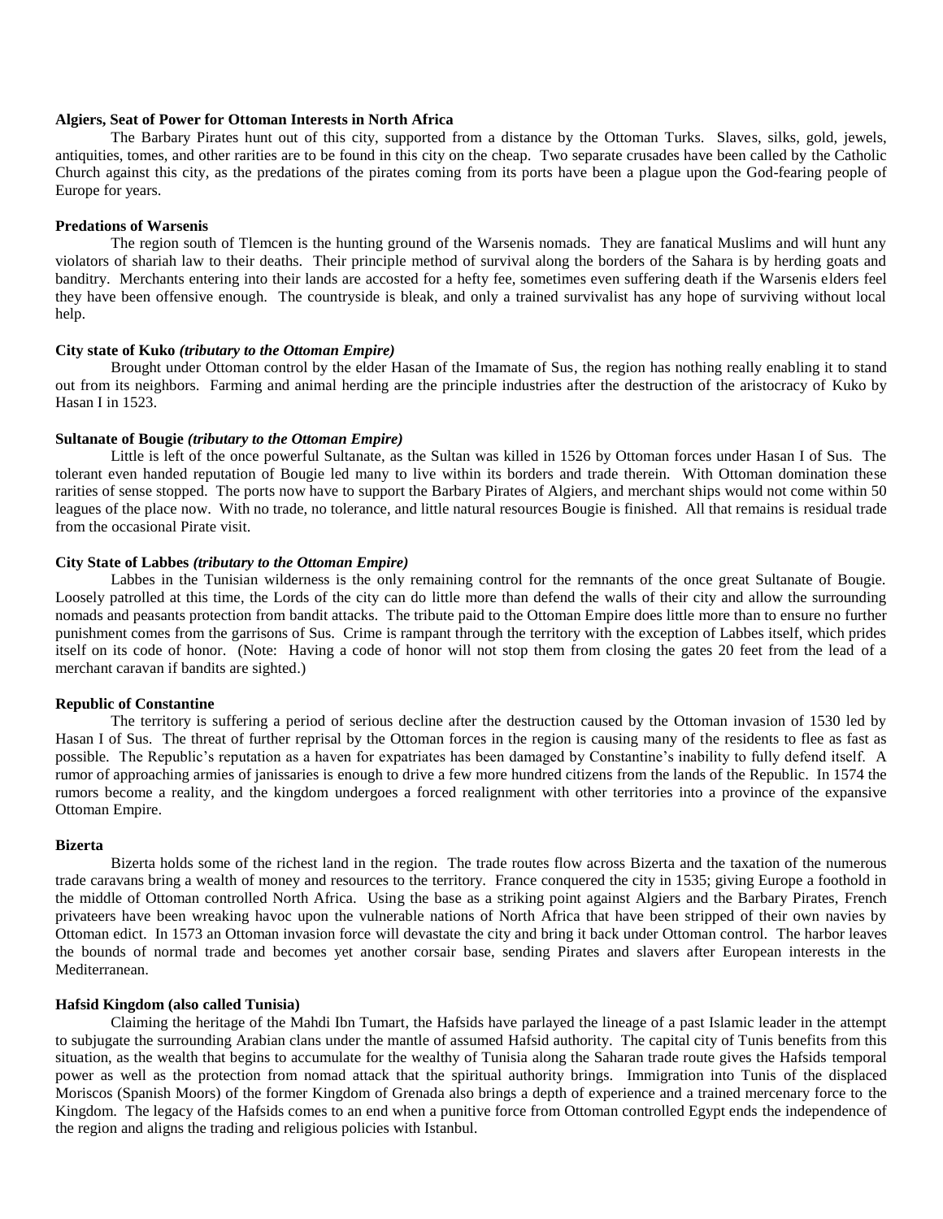**Algiers, Seat of Power for Ottoman Interests in North Africa**

The Barbary Pirates hunt out of this city, supported from a distance by the Ottoman Turks. Slaves, silks, gold, jewels, antiquities, tomes, and other rarities are to be found in this city on the cheap. Two separate crusades have been called by the Catholic Church against this city, as the predations of the pirates coming from its ports have been a plague upon the God-fearing people of Europe for years.

**Predations of Warsenis**

The region south of Tlemcen is the hunting ground of the Warsenis nomads. They are fanatical Muslims and will hunt any violators of shariah law to their deaths. Their principle method of survival along the borders of the Sahara is by herding goats and banditry. Merchants entering into their lands are accosted for a hefty fee, sometimes even suffering death if the Warsenis elders feel they have been offensive enough. The countryside is bleak, and only a trained survivalist has any hope of surviving without local help.

**City state of Kuko *(tributary to the Ottoman Empire)***

Brought under Ottoman control by the elder Hasan of the Imamate of Sus, the region has nothing really enabling it to stand out from its neighbors. Farming and animal herding are the principle industries after the destruction of the aristocracy of Kuko by Hasan I in 1523.

**Sultanate of Bougie *(tributary to the Ottoman Empire)***

Little is left of the once powerful Sultanate, as the Sultan was killed in 1526 by Ottoman forces under Hasan I of Sus. The tolerant even handed reputation of Bougie led many to live within its borders and trade therein. With Ottoman domination these rarities of sense stopped. The ports now have to support the Barbary Pirates of Algiers, and merchant ships would not come within 50 leagues of the place now. With no trade, no tolerance, and little natural resources Bougie is finished. All that remains is residual trade from the occasional Pirate visit.

**City State of Labbes *(tributary to the Ottoman Empire)***

Labbes in the Tunisian wilderness is the only remaining control for the remnants of the once great Sultanate of Bougie. Loosely patrolled at this time, the Lords of the city can do little more than defend the walls of their city and allow the surrounding nomads and peasants protection from bandit attacks. The tribute paid to the Ottoman Empire does little more than to ensure no further punishment comes from the garrisons of Sus. Crime is rampant through the territory with the exception of Labbes itself, which prides itself on its code of honor. (Note: Having a code of honor will not stop them from closing the gates 20 feet from the lead of a merchant caravan if bandits are sighted.)

**Republic of Constantine**

The territory is suffering a period of serious decline after the destruction caused by the Ottoman invasion of 1530 led by Hasan I of Sus. The threat of further reprisal by the Ottoman forces in the region is causing many of the residents to flee as fast as possible. The Republic's reputation as a haven for expatriates has been damaged by Constantine's inability to fully defend itself. A rumor of approaching armies of janissaries is enough to drive a few more hundred citizens from the lands of the Republic. In 1574 the rumors become a reality, and the kingdom undergoes a forced realignment with other territories into a province of the expansive Ottoman Empire.

**Bizerta**

Bizerta holds some of the richest land in the region. The trade routes flow across Bizerta and the taxation of the numerous trade caravans bring a wealth of money and resources to the territory. France conquered the city in 1535; giving Europe a foothold in the middle of Ottoman controlled North Africa. Using the base as a striking point against Algiers and the Barbary Pirates, French privateers have been wreaking havoc upon the vulnerable nations of North Africa that have been stripped of their own navies by Ottoman edict. In 1573 an Ottoman invasion force will devastate the city and bring it back under Ottoman control. The harbor leaves the bounds of normal trade and becomes yet another corsair base, sending Pirates and slavers after European interests in the Mediterranean.

**Hafsid Kingdom (also called Tunisia)**

Claiming the heritage of the Mahdi Ibn Tumart, the Hafsids have parlayed the lineage of a past Islamic leader in the attempt to subjugate the surrounding Arabian clans under the mantle of assumed Hafsid authority. The capital city of Tunis benefits from this situation, as the wealth that begins to accumulate for the wealthy of Tunisia along the Saharan trade route gives the Hafsids temporal power as well as the protection from nomad attack that the spiritual authority brings. Immigration into Tunis of the displaced Moriscos (Spanish Moors) of the former Kingdom of Grenada also brings a depth of experience and a trained mercenary force to the Kingdom. The legacy of the Hafsids comes to an end when a punitive force from Ottoman controlled Egypt ends the independence of the region and aligns the trading and religious policies with Istanbul.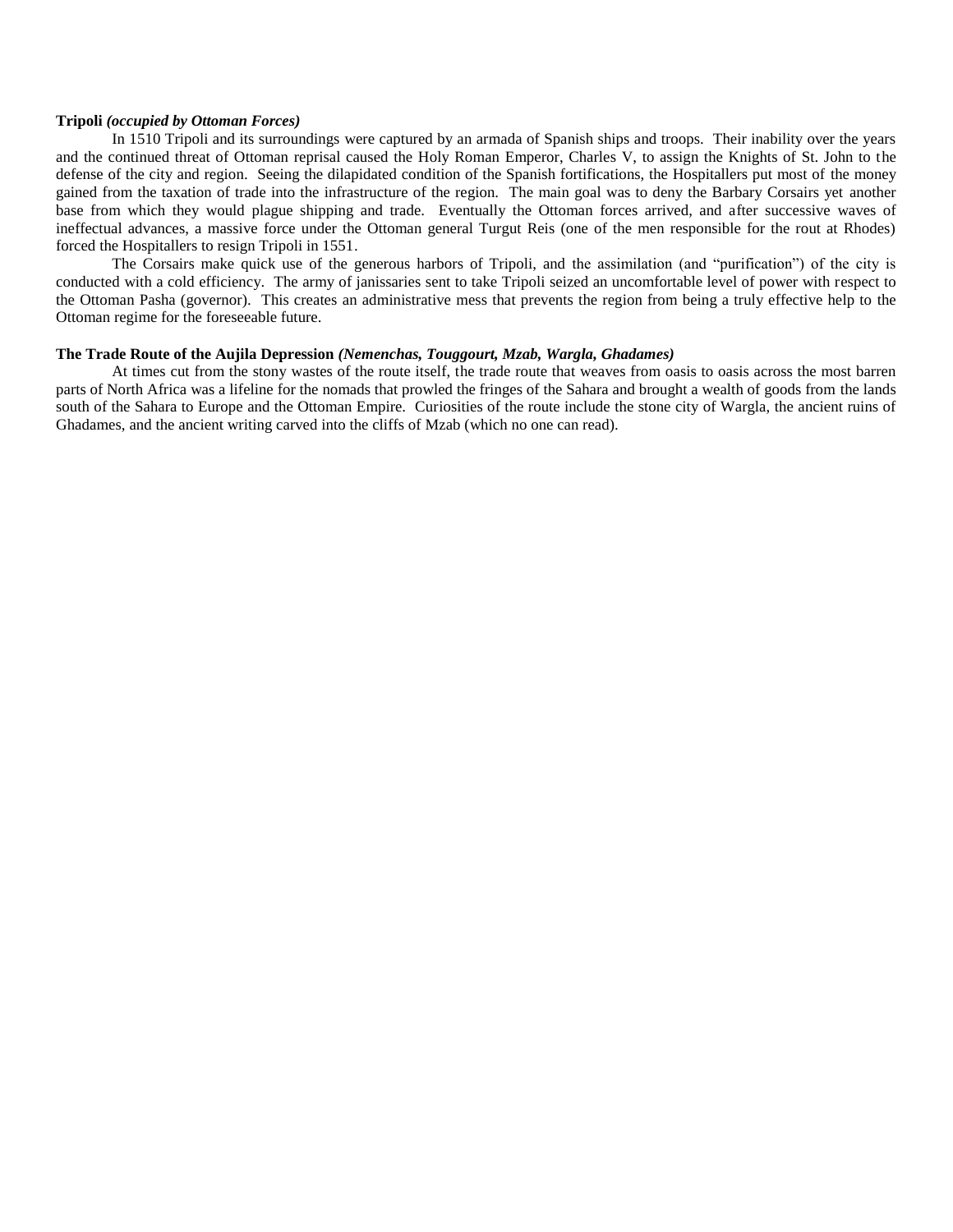**Tripoli** ***(occupied by Ottoman Forces)***

In 1510 Tripoli and its surroundings were captured by an armada of Spanish ships and troops. Their inability over the years and the continued threat of Ottoman reprisal caused the Holy Roman Emperor, Charles V, to assign the Knights of St. John to the defense of the city and region. Seeing the dilapidated condition of the Spanish fortifications, the Hospitallers put most of the money gained from the taxation of trade into the infrastructure of the region. The main goal was to deny the Barbary Corsairs yet another base from which they would plague shipping and trade. Eventually the Ottoman forces arrived, and after successive waves of ineffectual advances, a massive force under the Ottoman general Turgut Reis (one of the men responsible for the rout at Rhodes) forced the Hospitallers to resign Tripoli in 1551.

The Corsairs make quick use of the generous harbors of Tripoli, and the assimilation (and "purification") of the city is conducted with a cold efficiency. The army of janissaries sent to take Tripoli seized an uncomfortable level of power with respect to the Ottoman Pasha (governor). This creates an administrative mess that prevents the region from being a truly effective help to the Ottoman regime for the foreseeable future.

**The Trade Route of the Aujila Depression** ***(Nemenchas, Touggourt, Mzab, Wargla, Ghadames)***

At times cut from the stony wastes of the route itself, the trade route that weaves from oasis to oasis across the most barren parts of North Africa was a lifeline for the nomads that prowled the fringes of the Sahara and brought a wealth of goods from the lands south of the Sahara to Europe and the Ottoman Empire. Curiosities of the route include the stone city of Wargla, the ancient ruins of Ghadames, and the ancient writing carved into the cliffs of Mzab (which no one can read).